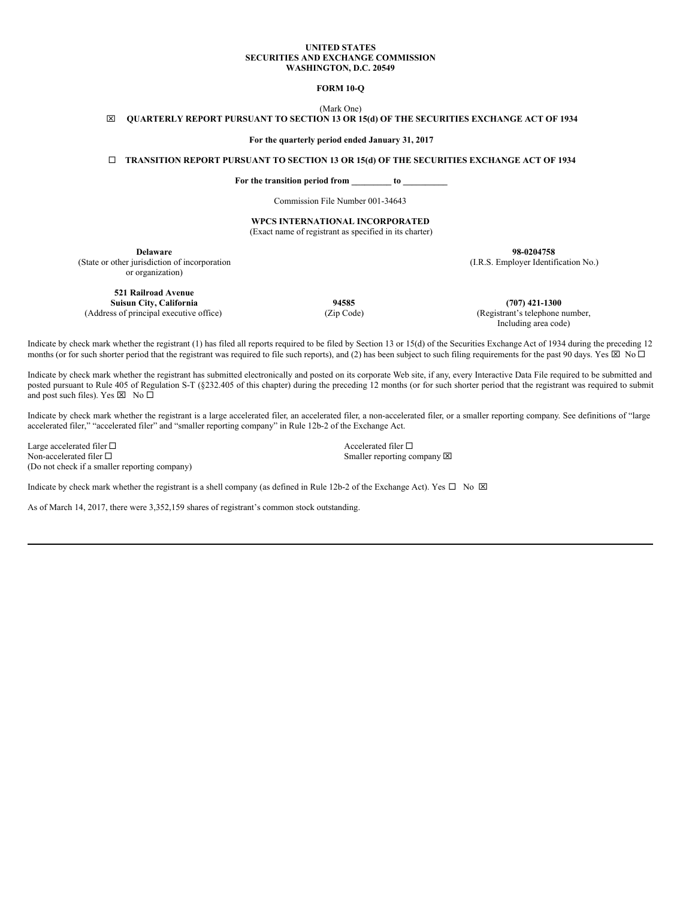**UNITED STATES**
**SECURITIES AND EXCHANGE COMMISSION**
**WASHINGTON, D.C. 20549**

**FORM 10-Q**

(Mark One)

☒ **QUARTERLY REPORT PURSUANT TO SECTION 13 OR 15(d) OF THE SECURITIES EXCHANGE ACT OF 1934**

**For the quarterly period ended January 31, 2017**

☐ **TRANSITION REPORT PURSUANT TO SECTION 13 OR 15(d) OF THE SECURITIES EXCHANGE ACT OF 1934**

**For the transition period from _________ to __________**

Commission File Number 001-34643

**WPCS INTERNATIONAL INCORPORATED**
(Exact name of registrant as specified in its charter)

| | |
|---|---|
| **Delaware** (State or other jurisdiction of incorporation or organization) | **98-0204758** (I.R.S. Employer Identification No.) |

| | | |
|---|---|---|
| **521 Railroad Avenue Suisun City, California** (Address of principal executive office) | **94585** (Zip Code) | **(707) 421-1300** (Registrant's telephone number, Including area code) |

Indicate by check mark whether the registrant (1) has filed all reports required to be filed by Section 13 or 15(d) of the Securities Exchange Act of 1934 during the preceding 12 months (or for such shorter period that the registrant was required to file such reports), and (2) has been subject to such filing requirements for the past 90 days. Yes ☒ No ☐

Indicate by check mark whether the registrant has submitted electronically and posted on its corporate Web site, if any, every Interactive Data File required to be submitted and posted pursuant to Rule 405 of Regulation S-T (§232.405 of this chapter) during the preceding 12 months (or for such shorter period that the registrant was required to submit and post such files). Yes ☒ No ☐

Indicate by check mark whether the registrant is a large accelerated filer, an accelerated filer, a non-accelerated filer, or a smaller reporting company. See definitions of "large accelerated filer," "accelerated filer" and "smaller reporting company" in Rule 12b-2 of the Exchange Act.

| | |
|---|---|
| Large accelerated filer ☐ | Accelerated filer ☐ |
| Non-accelerated filer ☐ (Do not check if a smaller reporting company) | Smaller reporting company ☒ |

Indicate by check mark whether the registrant is a shell company (as defined in Rule 12b-2 of the Exchange Act). Yes ☐ No ☒

As of March 14, 2017, there were 3,352,159 shares of registrant's common stock outstanding.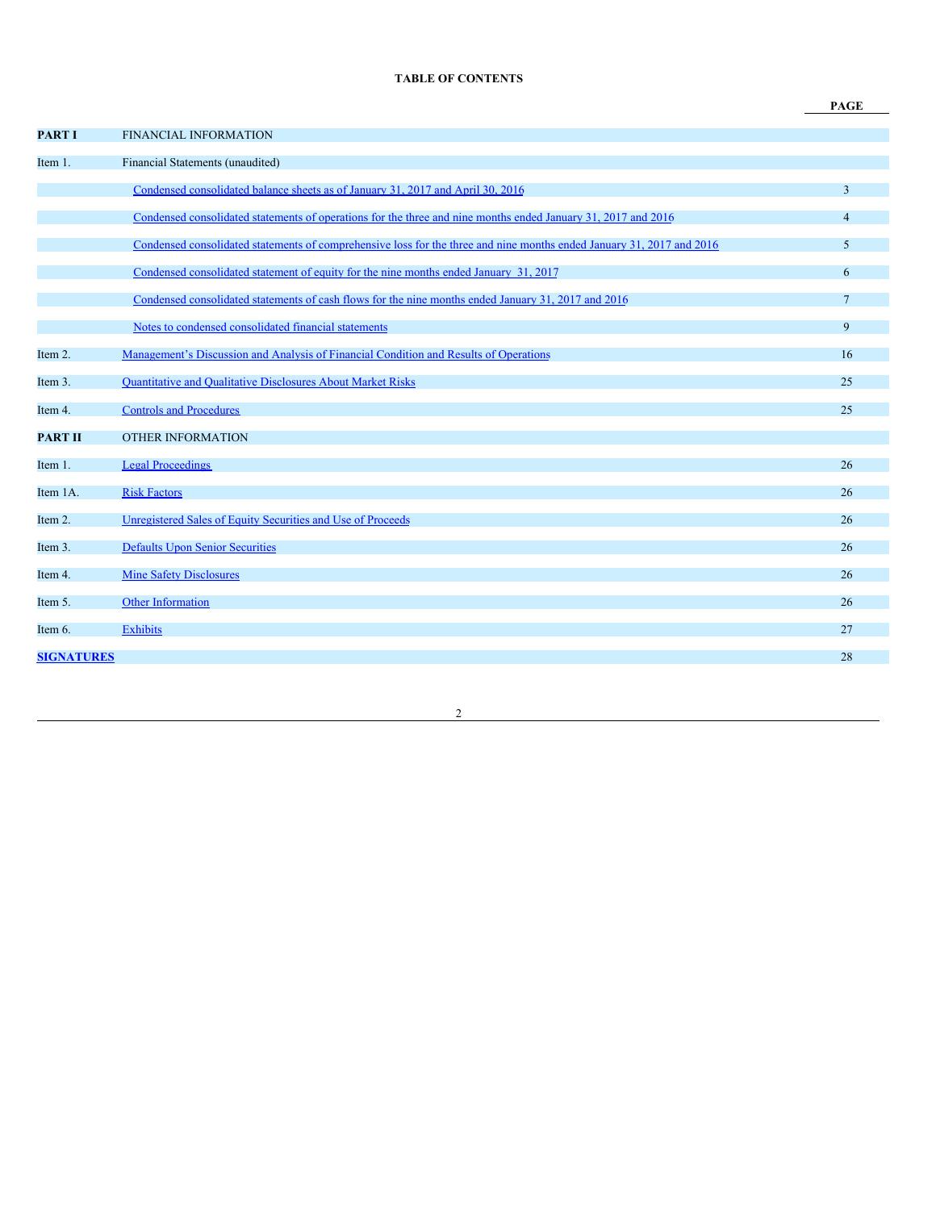**TABLE OF CONTENTS**

| | | PAGE |
|---|---|---|
| **PART I** | FINANCIAL INFORMATION | |
| Item 1. | Financial Statements (unaudited) | |
| | Condensed consolidated balance sheets as of January 31, 2017 and April 30, 2016 | 3 |
| | Condensed consolidated statements of operations for the three and nine months ended January 31, 2017 and 2016 | 4 |
| | Condensed consolidated statements of comprehensive loss for the three and nine months ended January 31, 2017 and 2016 | 5 |
| | Condensed consolidated statement of equity for the nine months ended January 31, 2017 | 6 |
| | Condensed consolidated statements of cash flows for the nine months ended January 31, 2017 and 2016 | 7 |
| | Notes to condensed consolidated financial statements | 9 |
| Item 2. | Management's Discussion and Analysis of Financial Condition and Results of Operations | 16 |
| Item 3. | Quantitative and Qualitative Disclosures About Market Risks | 25 |
| Item 4. | Controls and Procedures | 25 |
| **PART II** | OTHER INFORMATION | |
| Item 1. | Legal Proceedings | 26 |
| Item 1A. | Risk Factors | 26 |
| Item 2. | Unregistered Sales of Equity Securities and Use of Proceeds | 26 |
| Item 3. | Defaults Upon Senior Securities | 26 |
| Item 4. | Mine Safety Disclosures | 26 |
| Item 5. | Other Information | 26 |
| Item 6. | Exhibits | 27 |
| **SIGNATURES** | | 28 |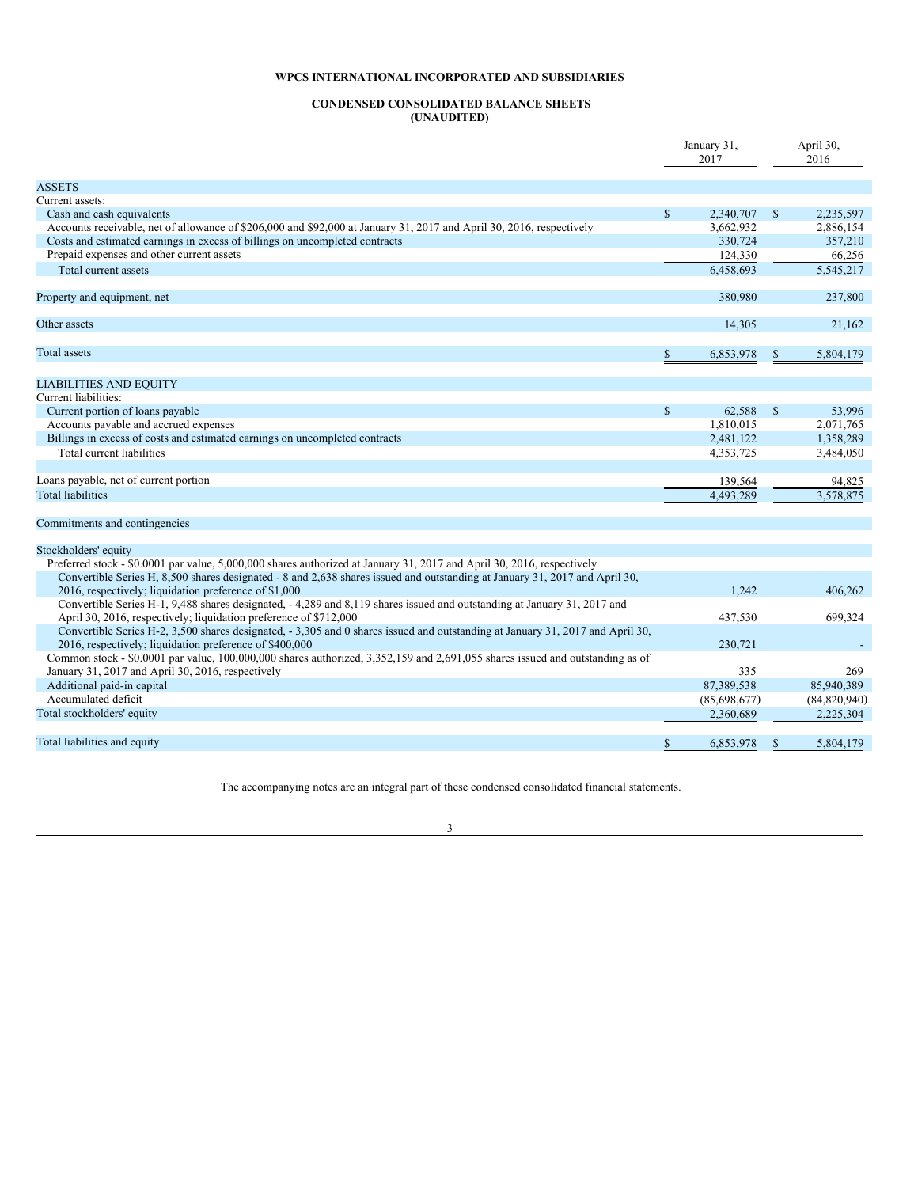# WPCS INTERNATIONAL INCORPORATED AND SUBSIDIARIES

## CONDENSED CONSOLIDATED BALANCE SHEETS
## (UNAUDITED)

| | January 31, 2017 | April 30, 2016 |
|---|---|---|
| **ASSETS** | | |
| Current assets: | | |
| Cash and cash equivalents | $ 2,340,707 | $ 2,235,597 |
| Accounts receivable, net of allowance of $206,000 and $92,000 at January 31, 2017 and April 30, 2016, respectively | 3,662,932 | 2,886,154 |
| Costs and estimated earnings in excess of billings on uncompleted contracts | 330,724 | 357,210 |
| Prepaid expenses and other current assets | 124,330 | 66,256 |
| Total current assets | 6,458,693 | 5,545,217 |
| | | |
| Property and equipment, net | 380,980 | 237,800 |
| | | |
| Other assets | 14,305 | 21,162 |
| | | |
| Total assets | $ 6,853,978 | $ 5,804,179 |
| | | |
| **LIABILITIES AND EQUITY** | | |
| Current liabilities: | | |
| Current portion of loans payable | $ 62,588 | $ 53,996 |
| Accounts payable and accrued expenses | 1,810,015 | 2,071,765 |
| Billings in excess of costs and estimated earnings on uncompleted contracts | 2,481,122 | 1,358,289 |
| Total current liabilities | 4,353,725 | 3,484,050 |
| | | |
| Loans payable, net of current portion | 139,564 | 94,825 |
| Total liabilities | 4,493,289 | 3,578,875 |
| | | |
| Commitments and contingencies | | |
| | | |
| Stockholders' equity | | |
| Preferred stock - $0.0001 par value, 5,000,000 shares authorized at January 31, 2017 and April 30, 2016, respectively | | |
| Convertible Series H, 8,500 shares designated - 8 and 2,638 shares issued and outstanding at January 31, 2017 and April 30, 2016, respectively; liquidation preference of $1,000 | 1,242 | 406,262 |
| Convertible Series H-1, 9,488 shares designated, - 4,289 and 8,119 shares issued and outstanding at January 31, 2017 and April 30, 2016, respectively; liquidation preference of $712,000 | 437,530 | 699,324 |
| Convertible Series H-2, 3,500 shares designated, - 3,305 and 0 shares issued and outstanding at January 31, 2017 and April 30, 2016, respectively; liquidation preference of $400,000 | 230,721 | - |
| Common stock - $0.0001 par value, 100,000,000 shares authorized, 3,352,159 and 2,691,055 shares issued and outstanding as of January 31, 2017 and April 30, 2016, respectively | 335 | 269 |
| Additional paid-in capital | 87,389,538 | 85,940,389 |
| Accumulated deficit | (85,698,677) | (84,820,940) |
| Total stockholders' equity | 2,360,689 | 2,225,304 |
| | | |
| Total liabilities and equity | $ 6,853,978 | $ 5,804,179 |

The accompanying notes are an integral part of these condensed consolidated financial statements.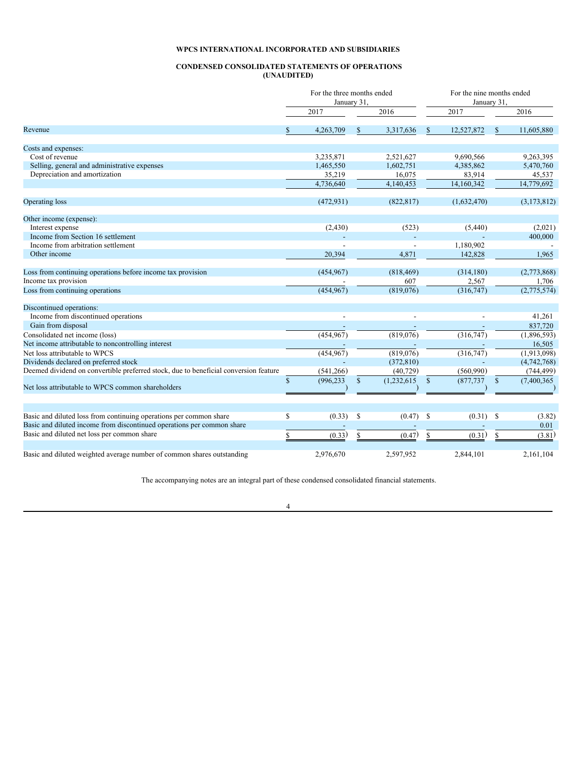**WPCS INTERNATIONAL INCORPORATED AND SUBSIDIARIES**

**CONDENSED CONSOLIDATED STATEMENTS OF OPERATIONS (UNAUDITED)**

| | For the three months ended January 31, | | For the nine months ended January 31, | |
|---|---|---|---|---|
| | 2017 | 2016 | 2017 | 2016 |
| Revenue | $ 4,263,709 | $ 3,317,636 | $ 12,527,872 | $ 11,605,880 |
| Costs and expenses: | | | | |
| Cost of revenue | 3,235,871 | 2,521,627 | 9,690,566 | 9,263,395 |
| Selling, general and administrative expenses | 1,465,550 | 1,602,751 | 4,385,862 | 5,470,760 |
| Depreciation and amortization | 35,219 | 16,075 | 83,914 | 45,537 |
| | 4,736,640 | 4,140,453 | 14,160,342 | 14,779,692 |
| Operating loss | (472,931) | (822,817) | (1,632,470) | (3,173,812) |
| Other income (expense): | | | | |
| Interest expense | (2,430) | (523) | (5,440) | (2,021) |
| Income from Section 16 settlement | - | - | - | 400,000 |
| Income from arbitration settlement | - | - | 1,180,902 | - |
| Other income | 20,394 | 4,871 | 142,828 | 1,965 |
| Loss from continuing operations before income tax provision | (454,967) | (818,469) | (314,180) | (2,773,868) |
| Income tax provision | - | 607 | 2,567 | 1,706 |
| Loss from continuing operations | (454,967) | (819,076) | (316,747) | (2,775,574) |
| Discontinued operations: | | | | |
| Income from discontinued operations | - | - | - | 41,261 |
| Gain from disposal | - | - | - | 837,720 |
| Consolidated net income (loss) | (454,967) | (819,076) | (316,747) | (1,896,593) |
| Net income attributable to noncontrolling interest | - | - | - | 16,505 |
| Net loss attributable to WPCS | (454,967) | (819,076) | (316,747) | (1,913,098) |
| Dividends declared on preferred stock | - | (372,810) | - | (4,742,768) |
| Deemed dividend on convertible preferred stock, due to beneficial conversion feature | (541,266) | (40,729) | (560,990) | (744,499) |
| Net loss attributable to WPCS common shareholders | $ (996,233) | $ (1,232,615) | $ (877,737) | $ (7,400,365) |
| Basic and diluted loss from continuing operations per common share | $ (0.33) | $ (0.47) | $ (0.31) | $ (3.82) |
| Basic and diluted income from discontinued operations per common share | - | - | - | 0.01 |
| Basic and diluted net loss per common share | $ (0.33) | $ (0.47) | $ (0.31) | $ (3.81) |
| Basic and diluted weighted average number of common shares outstanding | 2,976,670 | 2,597,952 | 2,844,101 | 2,161,104 |

The accompanying notes are an integral part of these condensed consolidated financial statements.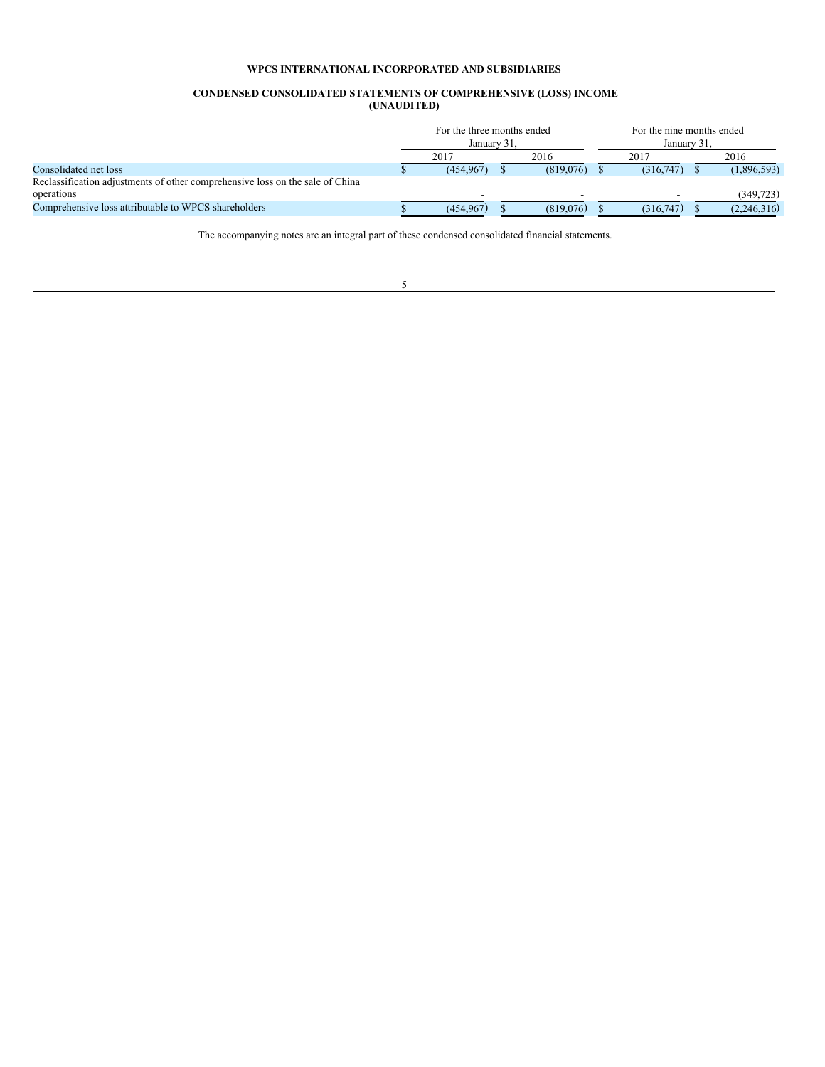**WPCS INTERNATIONAL INCORPORATED AND SUBSIDIARIES**

**CONDENSED CONSOLIDATED STATEMENTS OF COMPREHENSIVE (LOSS) INCOME**
**(UNAUDITED)**

| | For the three months ended January 31, | | For the nine months ended January 31, | |
|---|---|---|---|---|
| | 2017 | 2016 | 2017 | 2016 |
| Consolidated net loss | $ (454,967) | $ (819,076) | $ (316,747) | $ (1,896,593) |
| Reclassification adjustments of other comprehensive loss on the sale of China operations | - | - | - | (349,723) |
| Comprehensive loss attributable to WPCS shareholders | $ (454,967) | $ (819,076) | $ (316,747) | $ (2,246,316) |

The accompanying notes are an integral part of these condensed consolidated financial statements.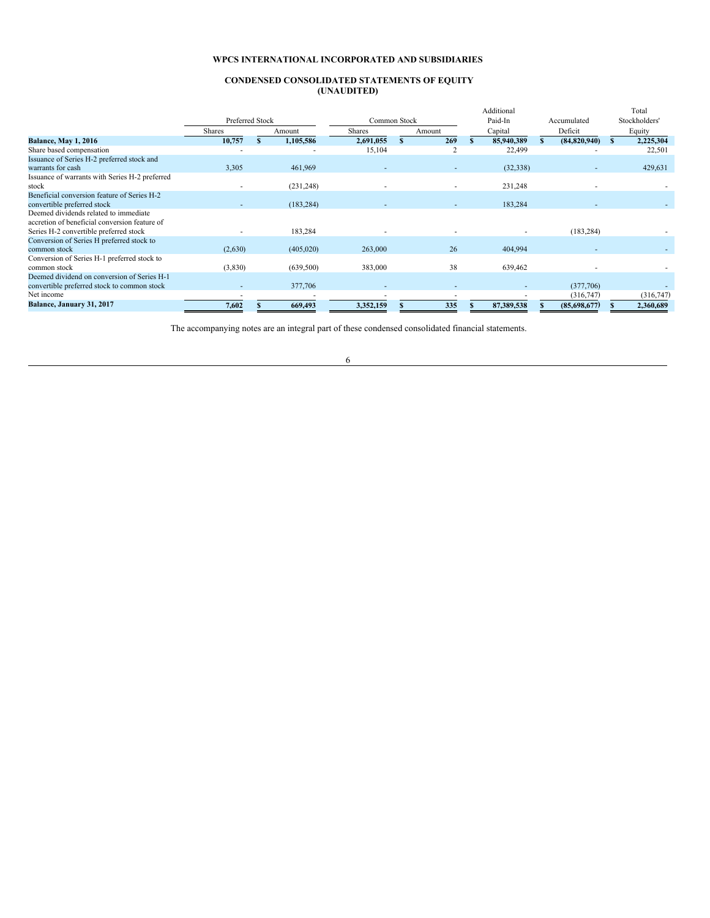## WPCS INTERNATIONAL INCORPORATED AND SUBSIDIARIES

## CONDENSED CONSOLIDATED STATEMENTS OF EQUITY (UNAUDITED)

| | Preferred Stock | | Common Stock | | Additional Paid-In | Accumulated | Total Stockholders' |
|---|---|---|---|---|---|---|---|
| | Shares | Amount | Shares | Amount | Capital | Deficit | Equity |
| **Balance, May 1, 2016** | **10,757** | **$ 1,105,586** | **2,691,055** | **$ 269** | **$ 85,940,389** | **$ (84,820,940)** | **$ 2,225,304** |
| Share based compensation | - | - | 15,104 | 2 | 22,499 | - | 22,501 |
| Issuance of Series H-2 preferred stock and warrants for cash | 3,305 | 461,969 | - | - | (32,338) | - | 429,631 |
| Issuance of warrants with Series H-2 preferred stock | - | (231,248) | - | - | 231,248 | - | - |
| Beneficial conversion feature of Series H-2 convertible preferred stock | - | (183,284) | - | - | 183,284 | - | - |
| Deemed dividends related to immediate accretion of beneficial conversion feature of Series H-2 convertible preferred stock | - | 183,284 | - | - | - | (183,284) | - |
| Conversion of Series H preferred stock to common stock | (2,630) | (405,020) | 263,000 | 26 | 404,994 | - | - |
| Conversion of Series H-1 preferred stock to common stock | (3,830) | (639,500) | 383,000 | 38 | 639,462 | - | - |
| Deemed dividend on conversion of Series H-1 convertible preferred stock to common stock | - | 377,706 | - | - | - | (377,706) | - |
| Net income | - | - | - | - | - | (316,747) | (316,747) |
| **Balance, January 31, 2017** | **7,602** | **$ 669,493** | **3,352,159** | **$ 335** | **$ 87,389,538** | **$ (85,698,677)** | **$ 2,360,689** |

The accompanying notes are an integral part of these condensed consolidated financial statements.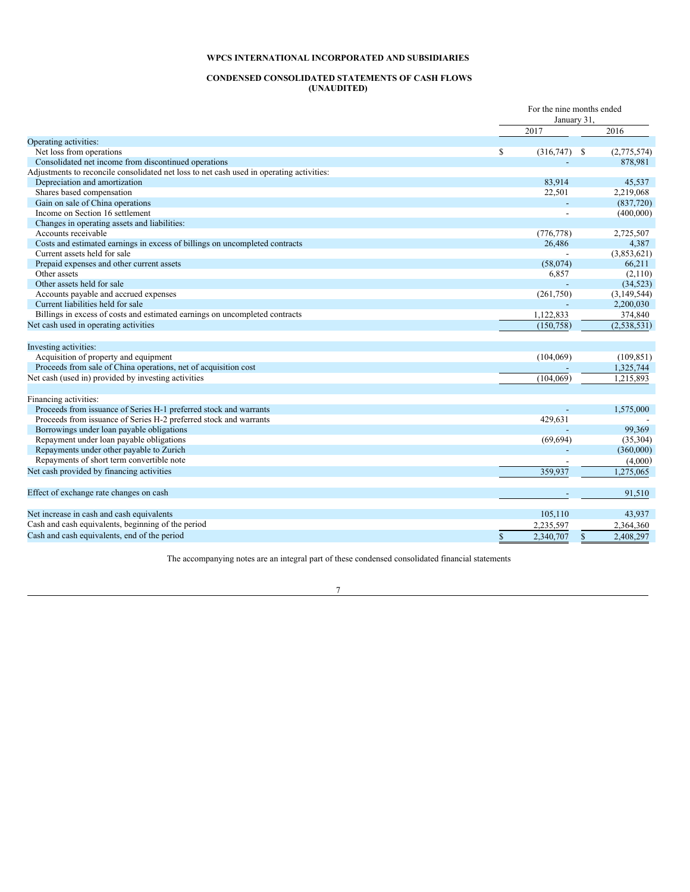**WPCS INTERNATIONAL INCORPORATED AND SUBSIDIARIES**

**CONDENSED CONSOLIDATED STATEMENTS OF CASH FLOWS**
**(UNAUDITED)**

| | For the nine months ended January 31, | |
|---|---|---|
| | 2017 | 2016 |
| Operating activities: | | |
| Net loss from operations | $ (316,747) | $ (2,775,574) |
| Consolidated net income from discontinued operations | - | 878,981 |
| Adjustments to reconcile consolidated net loss to net cash used in operating activities: | | |
| Depreciation and amortization | 83,914 | 45,537 |
| Shares based compensation | 22,501 | 2,219,068 |
| Gain on sale of China operations | - | (837,720) |
| Income on Section 16 settlement | - | (400,000) |
| Changes in operating assets and liabilities: | | |
| Accounts receivable | (776,778) | 2,725,507 |
| Costs and estimated earnings in excess of billings on uncompleted contracts | 26,486 | 4,387 |
| Current assets held for sale | - | (3,853,621) |
| Prepaid expenses and other current assets | (58,074) | 66,211 |
| Other assets | 6,857 | (2,110) |
| Other assets held for sale | - | (34,523) |
| Accounts payable and accrued expenses | (261,750) | (3,149,544) |
| Current liabilities held for sale | - | 2,200,030 |
| Billings in excess of costs and estimated earnings on uncompleted contracts | 1,122,833 | 374,840 |
| Net cash used in operating activities | (150,758) | (2,538,531) |
| | | |
| Investing activities: | | |
| Acquisition of property and equipment | (104,069) | (109,851) |
| Proceeds from sale of China operations, net of acquisition cost | - | 1,325,744 |
| Net cash (used in) provided by investing activities | (104,069) | 1,215,893 |
| | | |
| Financing activities: | | |
| Proceeds from issuance of Series H-1 preferred stock and warrants | - | 1,575,000 |
| Proceeds from issuance of Series H-2 preferred stock and warrants | 429,631 | - |
| Borrowings under loan payable obligations | - | 99,369 |
| Repayment under loan payable obligations | (69,694) | (35,304) |
| Repayments under other payable to Zurich | - | (360,000) |
| Repayments of short term convertible note | - | (4,000) |
| Net cash provided by financing activities | 359,937 | 1,275,065 |
| | | |
| Effect of exchange rate changes on cash | - | 91,510 |
| | | |
| Net increase in cash and cash equivalents | 105,110 | 43,937 |
| Cash and cash equivalents, beginning of the period | 2,235,597 | 2,364,360 |
| Cash and cash equivalents, end of the period | $ 2,340,707 | $ 2,408,297 |

The accompanying notes are an integral part of these condensed consolidated financial statements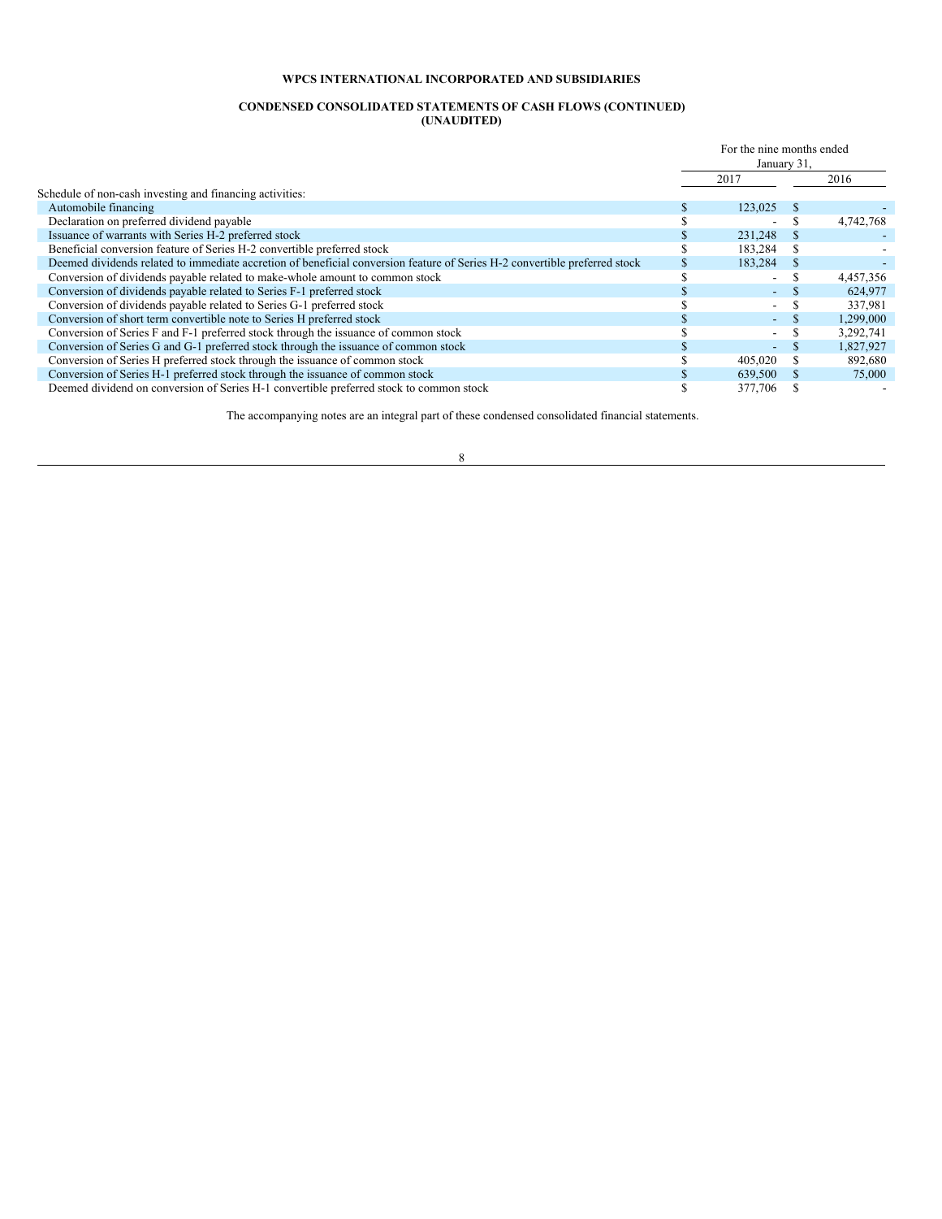**WPCS INTERNATIONAL INCORPORATED AND SUBSIDIARIES**

**CONDENSED CONSOLIDATED STATEMENTS OF CASH FLOWS (CONTINUED)**
**(UNAUDITED)**

| | For the nine months ended January 31, | |
|---|---|---|
| | 2017 | 2016 |
| Schedule of non-cash investing and financing activities: | | |
| Automobile financing | $ 123,025 | $ - |
| Declaration on preferred dividend payable | $ - | $ 4,742,768 |
| Issuance of warrants with Series H-2 preferred stock | $ 231,248 | $ - |
| Beneficial conversion feature of Series H-2 convertible preferred stock | $ 183,284 | $ - |
| Deemed dividends related to immediate accretion of beneficial conversion feature of Series H-2 convertible preferred stock | $ 183,284 | $ - |
| Conversion of dividends payable related to make-whole amount to common stock | $ - | $ 4,457,356 |
| Conversion of dividends payable related to Series F-1 preferred stock | $ - | $ 624,977 |
| Conversion of dividends payable related to Series G-1 preferred stock | $ - | $ 337,981 |
| Conversion of short term convertible note to Series H preferred stock | $ - | $ 1,299,000 |
| Conversion of Series F and F-1 preferred stock through the issuance of common stock | $ - | $ 3,292,741 |
| Conversion of Series G and G-1 preferred stock through the issuance of common stock | $ - | $ 1,827,927 |
| Conversion of Series H preferred stock through the issuance of common stock | $ 405,020 | $ 892,680 |
| Conversion of Series H-1 preferred stock through the issuance of common stock | $ 639,500 | $ 75,000 |
| Deemed dividend on conversion of Series H-1 convertible preferred stock to common stock | $ 377,706 | $ - |

The accompanying notes are an integral part of these condensed consolidated financial statements.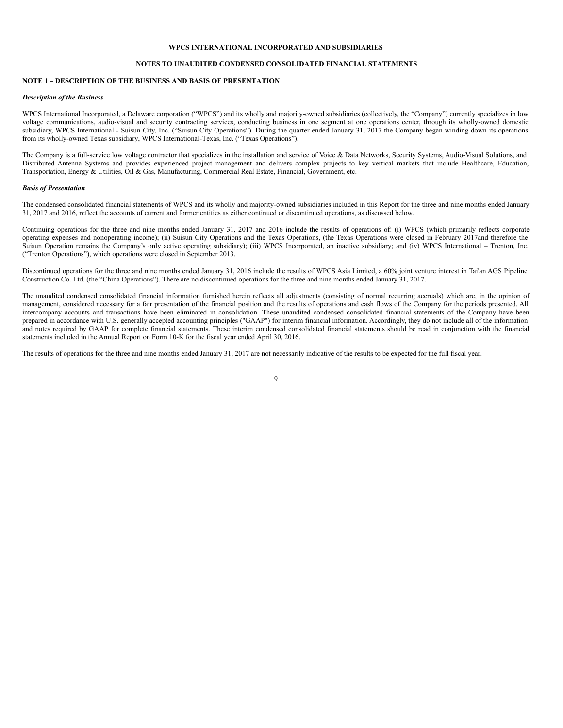**WPCS INTERNATIONAL INCORPORATED AND SUBSIDIARIES**

**NOTES TO UNAUDITED CONDENSED CONSOLIDATED FINANCIAL STATEMENTS**

**NOTE 1 – DESCRIPTION OF THE BUSINESS AND BASIS OF PRESENTATION**

***Description of the Business***

WPCS International Incorporated, a Delaware corporation ("WPCS") and its wholly and majority-owned subsidiaries (collectively, the "Company") currently specializes in low voltage communications, audio-visual and security contracting services, conducting business in one segment at one operations center, through its wholly-owned domestic subsidiary, WPCS International - Suisun City, Inc. ("Suisun City Operations"). During the quarter ended January 31, 2017 the Company began winding down its operations from its wholly-owned Texas subsidiary, WPCS International-Texas, Inc. ("Texas Operations").

The Company is a full-service low voltage contractor that specializes in the installation and service of Voice & Data Networks, Security Systems, Audio-Visual Solutions, and Distributed Antenna Systems and provides experienced project management and delivers complex projects to key vertical markets that include Healthcare, Education, Transportation, Energy & Utilities, Oil & Gas, Manufacturing, Commercial Real Estate, Financial, Government, etc.

***Basis of Presentation***

The condensed consolidated financial statements of WPCS and its wholly and majority-owned subsidiaries included in this Report for the three and nine months ended January 31, 2017 and 2016, reflect the accounts of current and former entities as either continued or discontinued operations, as discussed below.

Continuing operations for the three and nine months ended January 31, 2017 and 2016 include the results of operations of: (i) WPCS (which primarily reflects corporate operating expenses and nonoperating income); (ii) Suisun City Operations and the Texas Operations, (the Texas Operations were closed in February 2017and therefore the Suisun Operation remains the Company's only active operating subsidiary); (iii) WPCS Incorporated, an inactive subsidiary; and (iv) WPCS International – Trenton, Inc. ("Trenton Operations"), which operations were closed in September 2013.

Discontinued operations for the three and nine months ended January 31, 2016 include the results of WPCS Asia Limited, a 60% joint venture interest in Tai'an AGS Pipeline Construction Co. Ltd. (the "China Operations"). There are no discontinued operations for the three and nine months ended January 31, 2017.

The unaudited condensed consolidated financial information furnished herein reflects all adjustments (consisting of normal recurring accruals) which are, in the opinion of management, considered necessary for a fair presentation of the financial position and the results of operations and cash flows of the Company for the periods presented. All intercompany accounts and transactions have been eliminated in consolidation. These unaudited condensed consolidated financial statements of the Company have been prepared in accordance with U.S. generally accepted accounting principles ("GAAP") for interim financial information. Accordingly, they do not include all of the information and notes required by GAAP for complete financial statements. These interim condensed consolidated financial statements should be read in conjunction with the financial statements included in the Annual Report on Form 10-K for the fiscal year ended April 30, 2016.

The results of operations for the three and nine months ended January 31, 2017 are not necessarily indicative of the results to be expected for the full fiscal year.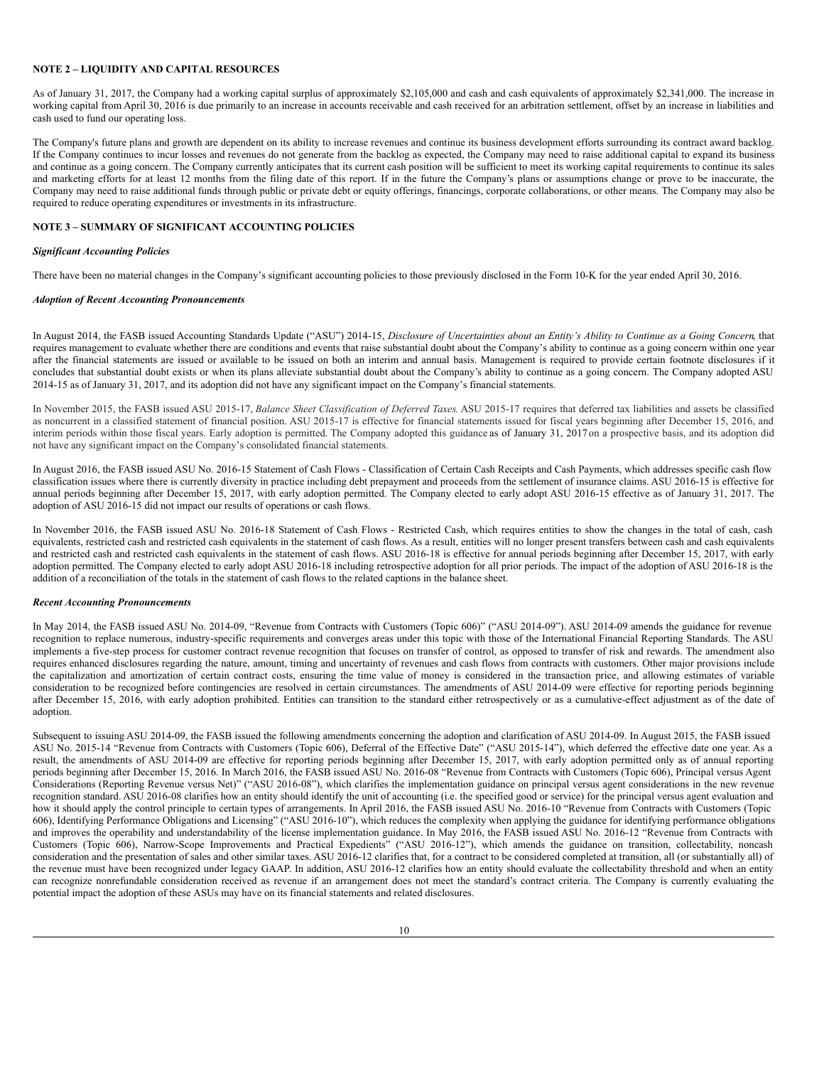**NOTE 2 – LIQUIDITY AND CAPITAL RESOURCES**

As of January 31, 2017, the Company had a working capital surplus of approximately $2,105,000 and cash and cash equivalents of approximately $2,341,000. The increase in working capital from April 30, 2016 is due primarily to an increase in accounts receivable and cash received for an arbitration settlement, offset by an increase in liabilities and cash used to fund our operating loss.

The Company's future plans and growth are dependent on its ability to increase revenues and continue its business development efforts surrounding its contract award backlog. If the Company continues to incur losses and revenues do not generate from the backlog as expected, the Company may need to raise additional capital to expand its business and continue as a going concern. The Company currently anticipates that its current cash position will be sufficient to meet its working capital requirements to continue its sales and marketing efforts for at least 12 months from the filing date of this report. If in the future the Company's plans or assumptions change or prove to be inaccurate, the Company may need to raise additional funds through public or private debt or equity offerings, financings, corporate collaborations, or other means. The Company may also be required to reduce operating expenditures or investments in its infrastructure.

**NOTE 3 – SUMMARY OF SIGNIFICANT ACCOUNTING POLICIES**

***Significant Accounting Policies***

There have been no material changes in the Company's significant accounting policies to those previously disclosed in the Form 10-K for the year ended April 30, 2016.

***Adoption of Recent Accounting Pronouncements***

In August 2014, the FASB issued Accounting Standards Update ("ASU") 2014-15, *Disclosure of Uncertainties about an Entity's Ability to Continue as a Going Concern*, that requires management to evaluate whether there are conditions and events that raise substantial doubt about the Company's ability to continue as a going concern within one year after the financial statements are issued or available to be issued on both an interim and annual basis. Management is required to provide certain footnote disclosures if it concludes that substantial doubt exists or when its plans alleviate substantial doubt about the Company's ability to continue as a going concern. The Company adopted ASU 2014-15 as of January 31, 2017, and its adoption did not have any significant impact on the Company's financial statements.

In November 2015, the FASB issued ASU 2015-17, *Balance Sheet Classification of Deferred Taxes*. ASU 2015-17 requires that deferred tax liabilities and assets be classified as noncurrent in a classified statement of financial position. ASU 2015-17 is effective for financial statements issued for fiscal years beginning after December 15, 2016, and interim periods within those fiscal years. Early adoption is permitted. The Company adopted this guidance as of January 31, 2017 on a prospective basis, and its adoption did not have any significant impact on the Company's consolidated financial statements.

In August 2016, the FASB issued ASU No. 2016-15 Statement of Cash Flows - Classification of Certain Cash Receipts and Cash Payments, which addresses specific cash flow classification issues where there is currently diversity in practice including debt prepayment and proceeds from the settlement of insurance claims. ASU 2016-15 is effective for annual periods beginning after December 15, 2017, with early adoption permitted. The Company elected to early adopt ASU 2016-15 effective as of January 31, 2017. The adoption of ASU 2016-15 did not impact our results of operations or cash flows.

In November 2016, the FASB issued ASU No. 2016-18 Statement of Cash Flows - Restricted Cash, which requires entities to show the changes in the total of cash, cash equivalents, restricted cash and restricted cash equivalents in the statement of cash flows. As a result, entities will no longer present transfers between cash and cash equivalents and restricted cash and restricted cash equivalents in the statement of cash flows. ASU 2016-18 is effective for annual periods beginning after December 15, 2017, with early adoption permitted. The Company elected to early adopt ASU 2016-18 including retrospective adoption for all prior periods. The impact of the adoption of ASU 2016-18 is the addition of a reconciliation of the totals in the statement of cash flows to the related captions in the balance sheet.

***Recent Accounting Pronouncements***

In May 2014, the FASB issued ASU No. 2014-09, "Revenue from Contracts with Customers (Topic 606)" ("ASU 2014-09"). ASU 2014-09 amends the guidance for revenue recognition to replace numerous, industry-specific requirements and converges areas under this topic with those of the International Financial Reporting Standards. The ASU implements a five-step process for customer contract revenue recognition that focuses on transfer of control, as opposed to transfer of risk and rewards. The amendment also requires enhanced disclosures regarding the nature, amount, timing and uncertainty of revenues and cash flows from contracts with customers. Other major provisions include the capitalization and amortization of certain contract costs, ensuring the time value of money is considered in the transaction price, and allowing estimates of variable consideration to be recognized before contingencies are resolved in certain circumstances. The amendments of ASU 2014-09 were effective for reporting periods beginning after December 15, 2016, with early adoption prohibited. Entities can transition to the standard either retrospectively or as a cumulative-effect adjustment as of the date of adoption.

Subsequent to issuing ASU 2014-09, the FASB issued the following amendments concerning the adoption and clarification of ASU 2014-09. In August 2015, the FASB issued ASU No. 2015-14 "Revenue from Contracts with Customers (Topic 606), Deferral of the Effective Date" ("ASU 2015-14"), which deferred the effective date one year. As a result, the amendments of ASU 2014-09 are effective for reporting periods beginning after December 15, 2017, with early adoption permitted only as of annual reporting periods beginning after December 15, 2016. In March 2016, the FASB issued ASU No. 2016-08 "Revenue from Contracts with Customers (Topic 606), Principal versus Agent Considerations (Reporting Revenue versus Net)" ("ASU 2016-08"), which clarifies the implementation guidance on principal versus agent considerations in the new revenue recognition standard. ASU 2016-08 clarifies how an entity should identify the unit of accounting (i.e. the specified good or service) for the principal versus agent evaluation and how it should apply the control principle to certain types of arrangements. In April 2016, the FASB issued ASU No. 2016-10 "Revenue from Contracts with Customers (Topic 606), Identifying Performance Obligations and Licensing" ("ASU 2016-10"), which reduces the complexity when applying the guidance for identifying performance obligations and improves the operability and understandability of the license implementation guidance. In May 2016, the FASB issued ASU No. 2016-12 "Revenue from Contracts with Customers (Topic 606), Narrow-Scope Improvements and Practical Expedients" ("ASU 2016-12"), which amends the guidance on transition, collectability, noncash consideration and the presentation of sales and other similar taxes. ASU 2016-12 clarifies that, for a contract to be considered completed at transition, all (or substantially all) of the revenue must have been recognized under legacy GAAP. In addition, ASU 2016-12 clarifies how an entity should evaluate the collectability threshold and when an entity can recognize nonrefundable consideration received as revenue if an arrangement does not meet the standard's contract criteria. The Company is currently evaluating the potential impact the adoption of these ASUs may have on its financial statements and related disclosures.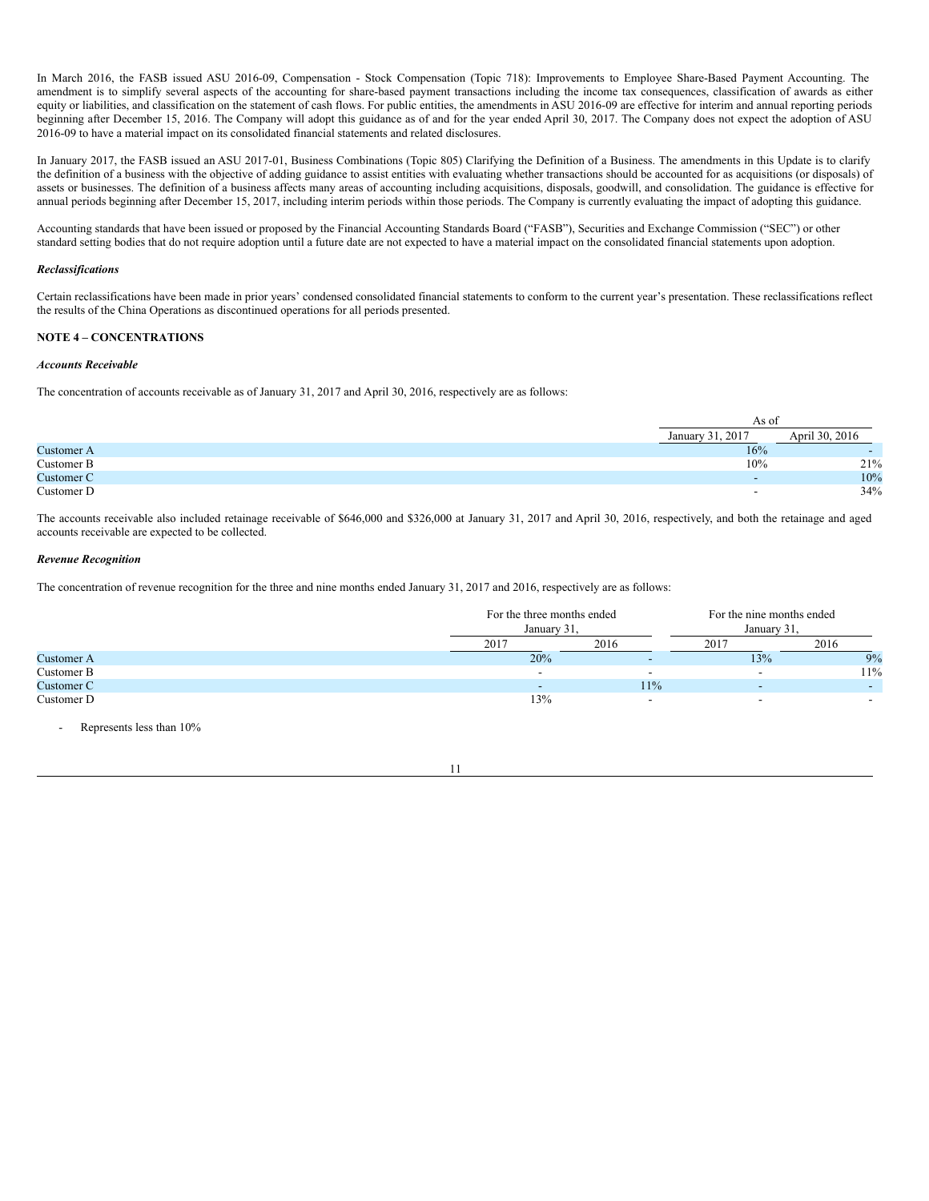In March 2016, the FASB issued ASU 2016-09, Compensation - Stock Compensation (Topic 718): Improvements to Employee Share-Based Payment Accounting. The amendment is to simplify several aspects of the accounting for share-based payment transactions including the income tax consequences, classification of awards as either equity or liabilities, and classification on the statement of cash flows. For public entities, the amendments in ASU 2016-09 are effective for interim and annual reporting periods beginning after December 15, 2016. The Company will adopt this guidance as of and for the year ended April 30, 2017. The Company does not expect the adoption of ASU 2016-09 to have a material impact on its consolidated financial statements and related disclosures.

In January 2017, the FASB issued an ASU 2017-01, Business Combinations (Topic 805) Clarifying the Definition of a Business. The amendments in this Update is to clarify the definition of a business with the objective of adding guidance to assist entities with evaluating whether transactions should be accounted for as acquisitions (or disposals) of assets or businesses. The definition of a business affects many areas of accounting including acquisitions, disposals, goodwill, and consolidation. The guidance is effective for annual periods beginning after December 15, 2017, including interim periods within those periods. The Company is currently evaluating the impact of adopting this guidance.

Accounting standards that have been issued or proposed by the Financial Accounting Standards Board ("FASB"), Securities and Exchange Commission ("SEC") or other standard setting bodies that do not require adoption until a future date are not expected to have a material impact on the consolidated financial statements upon adoption.

***Reclassifications***

Certain reclassifications have been made in prior years' condensed consolidated financial statements to conform to the current year's presentation. These reclassifications reflect the results of the China Operations as discontinued operations for all periods presented.

**NOTE 4 – CONCENTRATIONS**

***Accounts Receivable***

The concentration of accounts receivable as of January 31, 2017 and April 30, 2016, respectively are as follows:

| | As of | |
|---|---|---|
| | January 31, 2017 | April 30, 2016 |
| Customer A | 16% | - |
| Customer B | 10% | 21% |
| Customer C | - | 10% |
| Customer D | - | 34% |

The accounts receivable also included retainage receivable of $646,000 and $326,000 at January 31, 2017 and April 30, 2016, respectively, and both the retainage and aged accounts receivable are expected to be collected.

***Revenue Recognition***

The concentration of revenue recognition for the three and nine months ended January 31, 2017 and 2016, respectively are as follows:

| | For the three months ended January 31, | | For the nine months ended January 31, | |
|---|---|---|---|---|
| | 2017 | 2016 | 2017 | 2016 |
| Customer A | 20% | - | 13% | 9% |
| Customer B | - | - | - | 11% |
| Customer C | - | 11% | - | - |
| Customer D | 13% | - | - | - |

- Represents less than 10%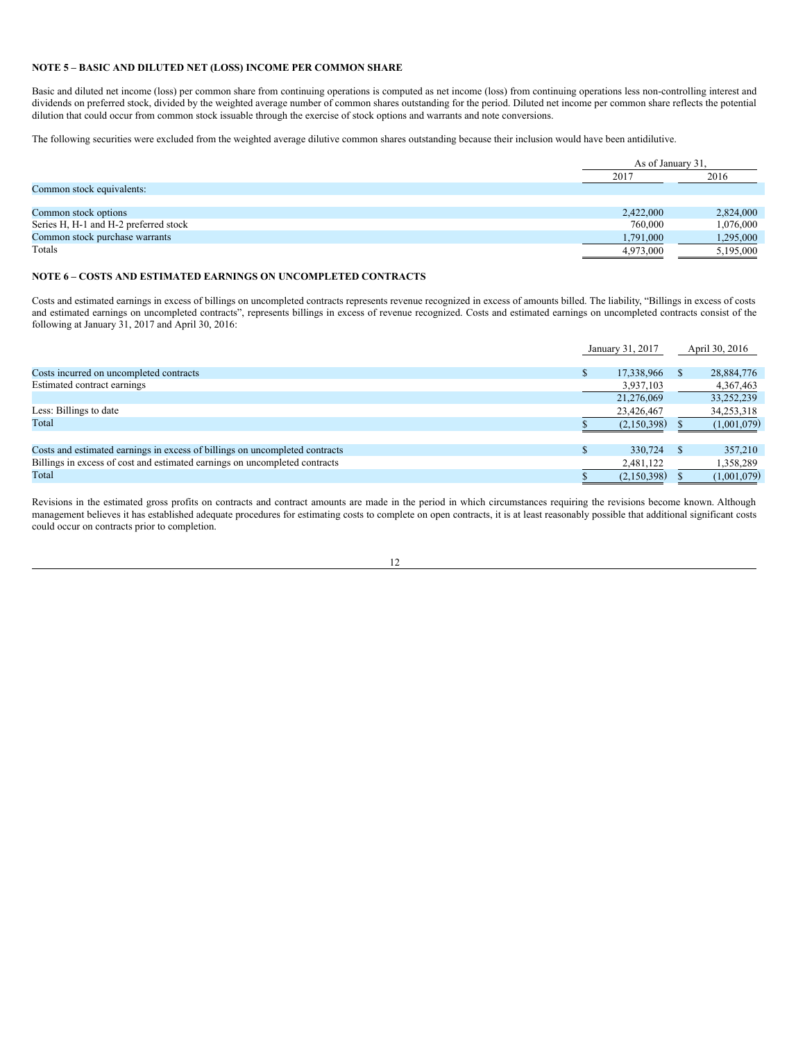**NOTE 5 – BASIC AND DILUTED NET (LOSS) INCOME PER COMMON SHARE**

Basic and diluted net income (loss) per common share from continuing operations is computed as net income (loss) from continuing operations less non-controlling interest and dividends on preferred stock, divided by the weighted average number of common shares outstanding for the period. Diluted net income per common share reflects the potential dilution that could occur from common stock issuable through the exercise of stock options and warrants and note conversions.

The following securities were excluded from the weighted average dilutive common shares outstanding because their inclusion would have been antidilutive.

| | As of January 31, | |
|---|---|---|
| | 2017 | 2016 |
| Common stock equivalents: | | |
| Common stock options | 2,422,000 | 2,824,000 |
| Series H, H-1 and H-2 preferred stock | 760,000 | 1,076,000 |
| Common stock purchase warrants | 1,791,000 | 1,295,000 |
| Totals | 4,973,000 | 5,195,000 |

**NOTE 6 – COSTS AND ESTIMATED EARNINGS ON UNCOMPLETED CONTRACTS**

Costs and estimated earnings in excess of billings on uncompleted contracts represents revenue recognized in excess of amounts billed. The liability, "Billings in excess of costs and estimated earnings on uncompleted contracts", represents billings in excess of revenue recognized. Costs and estimated earnings on uncompleted contracts consist of the following at January 31, 2017 and April 30, 2016:

| | January 31, 2017 | April 30, 2016 |
|---|---|---|
| Costs incurred on uncompleted contracts | $ 17,338,966 | $ 28,884,776 |
| Estimated contract earnings | 3,937,103 | 4,367,463 |
| | 21,276,069 | 33,252,239 |
| Less: Billings to date | 23,426,467 | 34,253,318 |
| Total | $ (2,150,398) | $ (1,001,079) |
| | | |
| Costs and estimated earnings in excess of billings on uncompleted contracts | $ 330,724 | $ 357,210 |
| Billings in excess of cost and estimated earnings on uncompleted contracts | 2,481,122 | 1,358,289 |
| Total | $ (2,150,398) | $ (1,001,079) |

Revisions in the estimated gross profits on contracts and contract amounts are made in the period in which circumstances requiring the revisions become known. Although management believes it has established adequate procedures for estimating costs to complete on open contracts, it is at least reasonably possible that additional significant costs could occur on contracts prior to completion.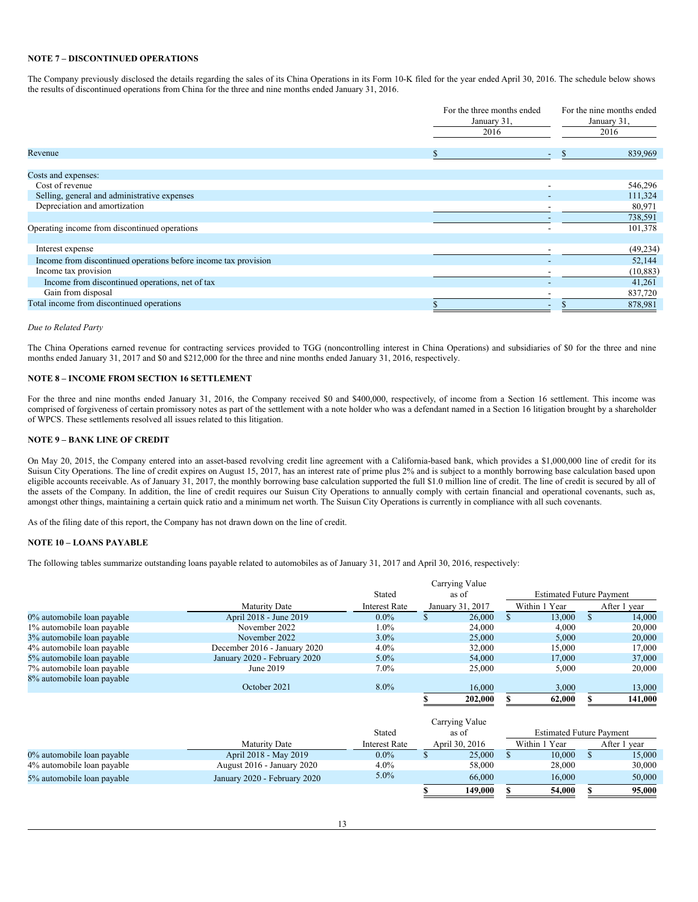**NOTE 7 – DISCONTINUED OPERATIONS**

The Company previously disclosed the details regarding the sales of its China Operations in its Form 10-K filed for the year ended April 30, 2016. The schedule below shows the results of discontinued operations from China for the three and nine months ended January 31, 2016.

| | For the three months ended January 31, 2016 | For the nine months ended January 31, 2016 |
|---|---|---|
| Revenue | $ - | $ 839,969 |
| Costs and expenses: | | |
| Cost of revenue | - | 546,296 |
| Selling, general and administrative expenses | - | 111,324 |
| Depreciation and amortization | - | 80,971 |
| | - | 738,591 |
| Operating income from discontinued operations | - | 101,378 |
| Interest expense | - | (49,234) |
| Income from discontinued operations before income tax provision | - | 52,144 |
| Income tax provision | - | (10,883) |
| Income from discontinued operations, net of tax | - | 41,261 |
| Gain from disposal | - | 837,720 |
| Total income from discontinued operations | $ - | $ 878,981 |

*Due to Related Party*

The China Operations earned revenue for contracting services provided to TGG (noncontrolling interest in China Operations) and subsidiaries of $0 for the three and nine months ended January 31, 2017 and $0 and $212,000 for the three and nine months ended January 31, 2016, respectively.

**NOTE 8 – INCOME FROM SECTION 16 SETTLEMENT**

For the three and nine months ended January 31, 2016, the Company received $0 and $400,000, respectively, of income from a Section 16 settlement. This income was comprised of forgiveness of certain promissory notes as part of the settlement with a note holder who was a defendant named in a Section 16 litigation brought by a shareholder of WPCS. These settlements resolved all issues related to this litigation.

**NOTE 9 – BANK LINE OF CREDIT**

On May 20, 2015, the Company entered into an asset-based revolving credit line agreement with a California-based bank, which provides a $1,000,000 line of credit for its Suisun City Operations. The line of credit expires on August 15, 2017, has an interest rate of prime plus 2% and is subject to a monthly borrowing base calculation based upon eligible accounts receivable. As of January 31, 2017, the monthly borrowing base calculation supported the full $1.0 million line of credit. The line of credit is secured by all of the assets of the Company. In addition, the line of credit requires our Suisun City Operations to annually comply with certain financial and operational covenants, such as, amongst other things, maintaining a certain quick ratio and a minimum net worth. The Suisun City Operations is currently in compliance with all such covenants.

As of the filing date of this report, the Company has not drawn down on the line of credit.

**NOTE 10 – LOANS PAYABLE**

The following tables summarize outstanding loans payable related to automobiles as of January 31, 2017 and April 30, 2016, respectively:

| | Maturity Date | Stated Interest Rate | Carrying Value as of January 31, 2017 | Estimated Future Payment Within 1 Year | Estimated Future Payment After 1 year |
|---|---|---|---|---|---|
| 0% automobile loan payable | April 2018 - June 2019 | 0.0% | $ 26,000 | $ 13,000 | $ 14,000 |
| 1% automobile loan payable | November 2022 | 1.0% | 24,000 | 4,000 | 20,000 |
| 3% automobile loan payable | November 2022 | 3.0% | 25,000 | 5,000 | 20,000 |
| 4% automobile loan payable | December 2016 - January 2020 | 4.0% | 32,000 | 15,000 | 17,000 |
| 5% automobile loan payable | January 2020 - February 2020 | 5.0% | 54,000 | 17,000 | 37,000 |
| 7% automobile loan payable | June 2019 | 7.0% | 25,000 | 5,000 | 20,000 |
| 8% automobile loan payable | October 2021 | 8.0% | 16,000 | 3,000 | 13,000 |
| | | | $ 202,000 | $ 62,000 | $ 141,000 |

| | Maturity Date | Stated Interest Rate | Carrying Value as of April 30, 2016 | Estimated Future Payment Within 1 Year | Estimated Future Payment After 1 year |
|---|---|---|---|---|---|
| 0% automobile loan payable | April 2018 - May 2019 | 0.0% | $ 25,000 | $ 10,000 | $ 15,000 |
| 4% automobile loan payable | August 2016 - January 2020 | 4.0% | 58,000 | 28,000 | 30,000 |
| 5% automobile loan payable | January 2020 - February 2020 | 5.0% | 66,000 | 16,000 | 50,000 |
| | | | $ 149,000 | $ 54,000 | $ 95,000 |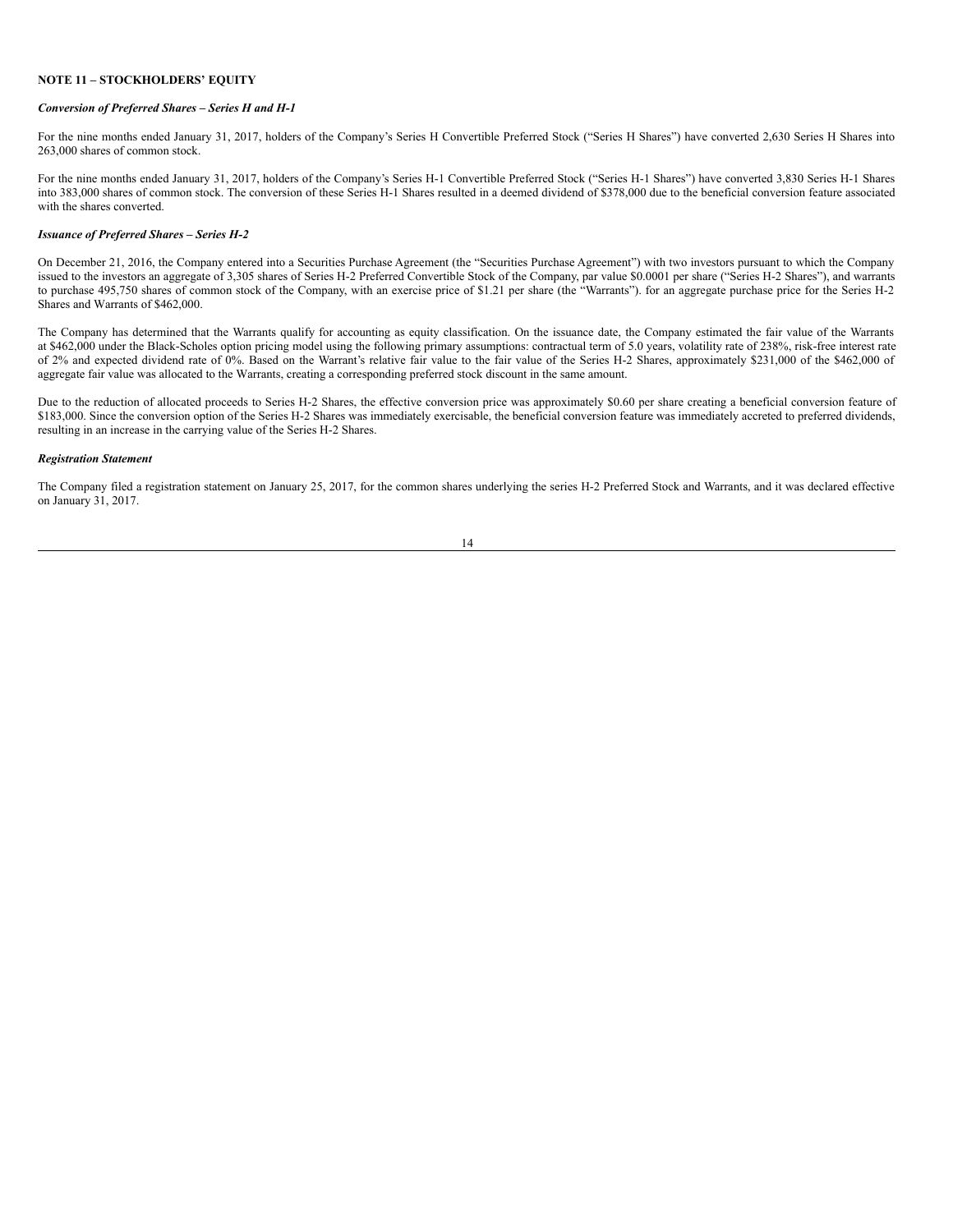## NOTE 11 – STOCKHOLDERS' EQUITY

***Conversion of Preferred Shares – Series H and H-1***

For the nine months ended January 31, 2017, holders of the Company's Series H Convertible Preferred Stock ("Series H Shares") have converted 2,630 Series H Shares into 263,000 shares of common stock.

For the nine months ended January 31, 2017, holders of the Company's Series H-1 Convertible Preferred Stock ("Series H-1 Shares") have converted 3,830 Series H-1 Shares into 383,000 shares of common stock. The conversion of these Series H-1 Shares resulted in a deemed dividend of $378,000 due to the beneficial conversion feature associated with the shares converted.

***Issuance of Preferred Shares – Series H-2***

On December 21, 2016, the Company entered into a Securities Purchase Agreement (the "Securities Purchase Agreement") with two investors pursuant to which the Company issued to the investors an aggregate of 3,305 shares of Series H-2 Preferred Convertible Stock of the Company, par value $0.0001 per share ("Series H-2 Shares"), and warrants to purchase 495,750 shares of common stock of the Company, with an exercise price of $1.21 per share (the "Warrants"). for an aggregate purchase price for the Series H-2 Shares and Warrants of $462,000.

The Company has determined that the Warrants qualify for accounting as equity classification. On the issuance date, the Company estimated the fair value of the Warrants at $462,000 under the Black-Scholes option pricing model using the following primary assumptions: contractual term of 5.0 years, volatility rate of 238%, risk-free interest rate of 2% and expected dividend rate of 0%. Based on the Warrant's relative fair value to the fair value of the Series H-2 Shares, approximately $231,000 of the $462,000 of aggregate fair value was allocated to the Warrants, creating a corresponding preferred stock discount in the same amount.

Due to the reduction of allocated proceeds to Series H-2 Shares, the effective conversion price was approximately $0.60 per share creating a beneficial conversion feature of $183,000. Since the conversion option of the Series H-2 Shares was immediately exercisable, the beneficial conversion feature was immediately accreted to preferred dividends, resulting in an increase in the carrying value of the Series H-2 Shares.

***Registration Statement***

The Company filed a registration statement on January 25, 2017, for the common shares underlying the series H-2 Preferred Stock and Warrants, and it was declared effective on January 31, 2017.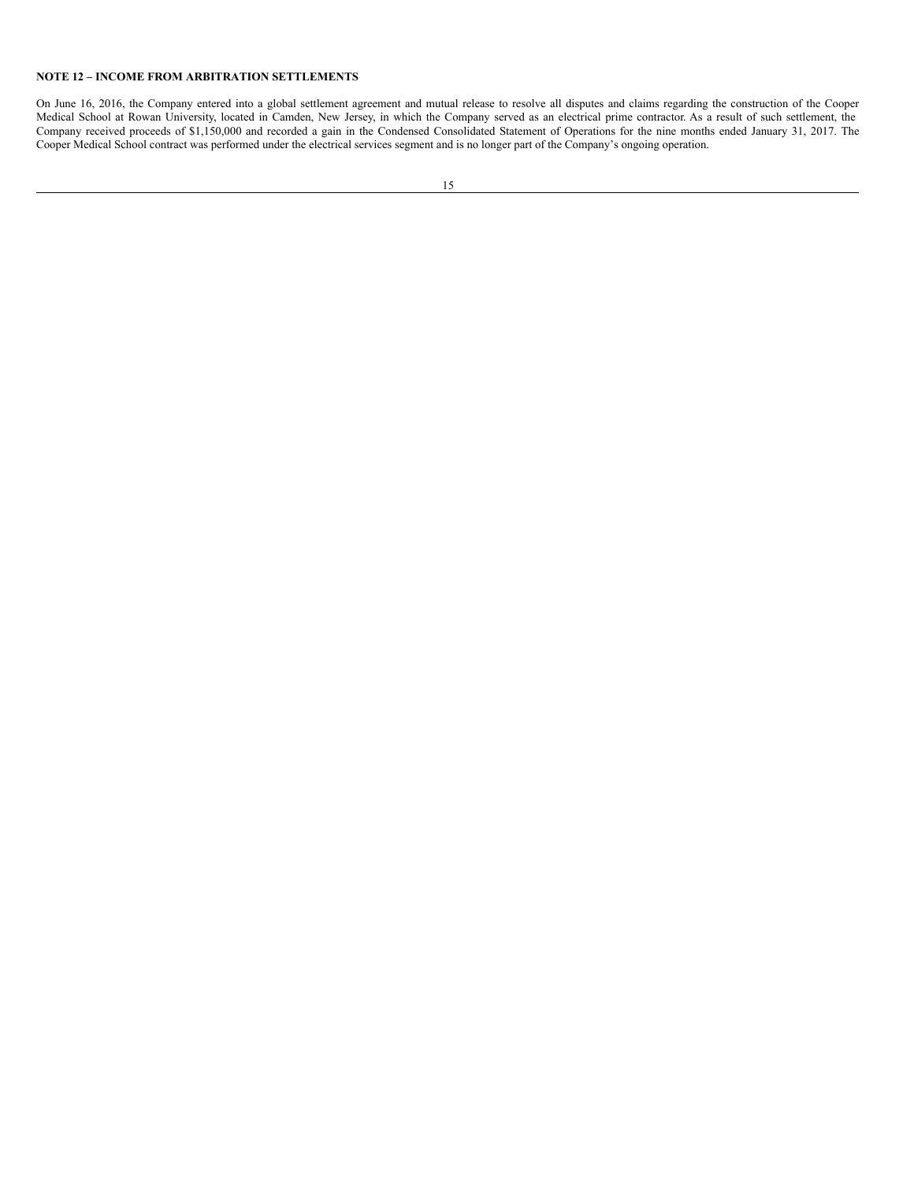**NOTE 12 – INCOME FROM ARBITRATION SETTLEMENTS**

On June 16, 2016, the Company entered into a global settlement agreement and mutual release to resolve all disputes and claims regarding the construction of the Cooper Medical School at Rowan University, located in Camden, New Jersey, in which the Company served as an electrical prime contractor. As a result of such settlement, the Company received proceeds of $1,150,000 and recorded a gain in the Condensed Consolidated Statement of Operations for the nine months ended January 31, 2017. The Cooper Medical School contract was performed under the electrical services segment and is no longer part of the Company's ongoing operation.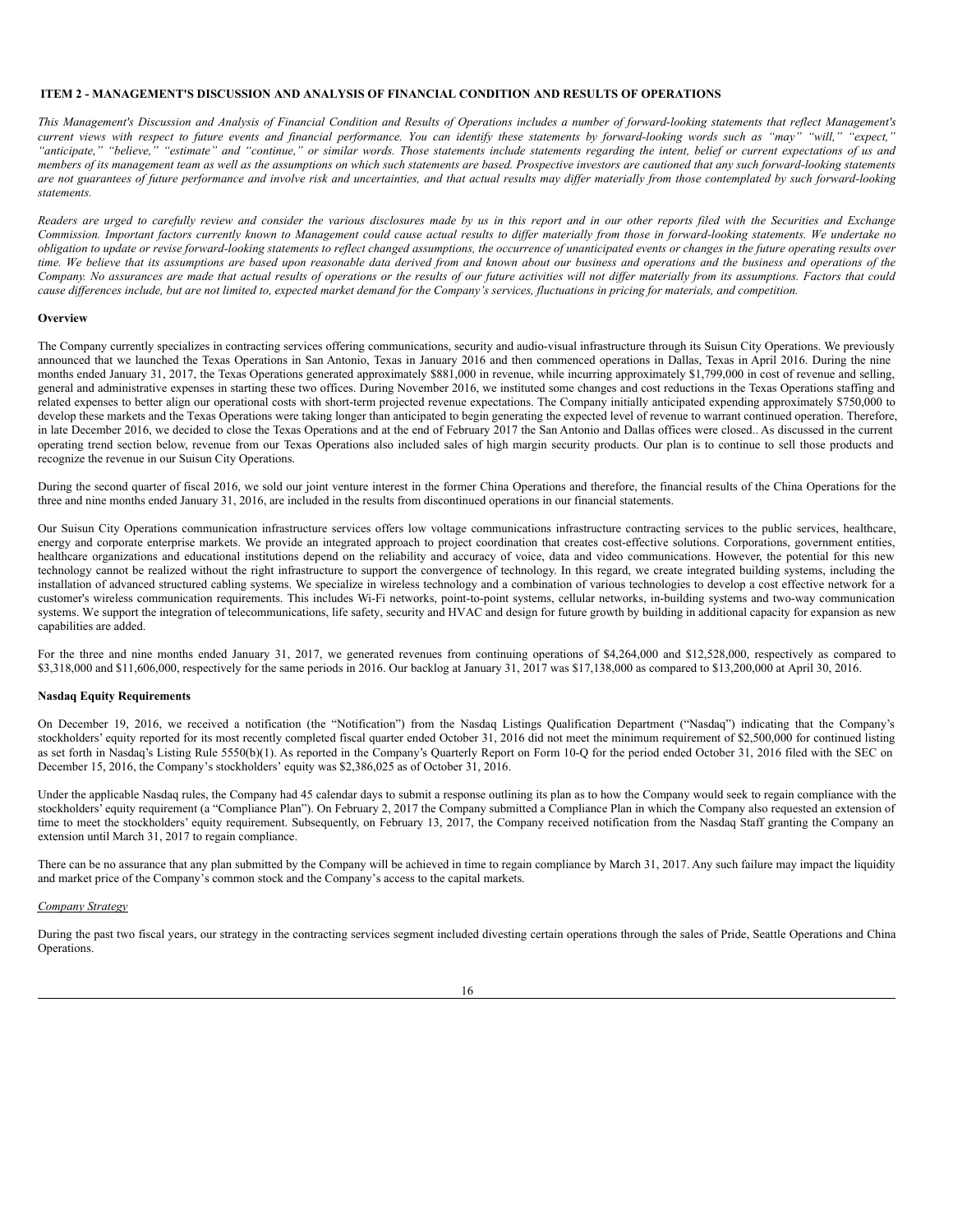## ITEM 2 - MANAGEMENT'S DISCUSSION AND ANALYSIS OF FINANCIAL CONDITION AND RESULTS OF OPERATIONS

*This Management's Discussion and Analysis of Financial Condition and Results of Operations includes a number of forward-looking statements that reflect Management's current views with respect to future events and financial performance. You can identify these statements by forward-looking words such as "may" "will," "expect," "anticipate," "believe," "estimate" and "continue," or similar words. Those statements include statements regarding the intent, belief or current expectations of us and members of its management team as well as the assumptions on which such statements are based. Prospective investors are cautioned that any such forward-looking statements are not guarantees of future performance and involve risk and uncertainties, and that actual results may differ materially from those contemplated by such forward-looking statements.*

*Readers are urged to carefully review and consider the various disclosures made by us in this report and in our other reports filed with the Securities and Exchange Commission. Important factors currently known to Management could cause actual results to differ materially from those in forward-looking statements. We undertake no obligation to update or revise forward-looking statements to reflect changed assumptions, the occurrence of unanticipated events or changes in the future operating results over time. We believe that its assumptions are based upon reasonable data derived from and known about our business and operations and the business and operations of the Company. No assurances are made that actual results of operations or the results of our future activities will not differ materially from its assumptions. Factors that could cause differences include, but are not limited to, expected market demand for the Company's services, fluctuations in pricing for materials, and competition.*

### Overview

The Company currently specializes in contracting services offering communications, security and audio-visual infrastructure through its Suisun City Operations. We previously announced that we launched the Texas Operations in San Antonio, Texas in January 2016 and then commenced operations in Dallas, Texas in April 2016. During the nine months ended January 31, 2017, the Texas Operations generated approximately $881,000 in revenue, while incurring approximately $1,799,000 in cost of revenue and selling, general and administrative expenses in starting these two offices. During November 2016, we instituted some changes and cost reductions in the Texas Operations staffing and related expenses to better align our operational costs with short-term projected revenue expectations. The Company initially anticipated expending approximately $750,000 to develop these markets and the Texas Operations were taking longer than anticipated to begin generating the expected level of revenue to warrant continued operation. Therefore, in late December 2016, we decided to close the Texas Operations and at the end of February 2017 the San Antonio and Dallas offices were closed.. As discussed in the current operating trend section below, revenue from our Texas Operations also included sales of high margin security products. Our plan is to continue to sell those products and recognize the revenue in our Suisun City Operations.

During the second quarter of fiscal 2016, we sold our joint venture interest in the former China Operations and therefore, the financial results of the China Operations for the three and nine months ended January 31, 2016, are included in the results from discontinued operations in our financial statements.

Our Suisun City Operations communication infrastructure services offers low voltage communications infrastructure contracting services to the public services, healthcare, energy and corporate enterprise markets. We provide an integrated approach to project coordination that creates cost-effective solutions. Corporations, government entities, healthcare organizations and educational institutions depend on the reliability and accuracy of voice, data and video communications. However, the potential for this new technology cannot be realized without the right infrastructure to support the convergence of technology. In this regard, we create integrated building systems, including the installation of advanced structured cabling systems. We specialize in wireless technology and a combination of various technologies to develop a cost effective network for a customer's wireless communication requirements. This includes Wi-Fi networks, point-to-point systems, cellular networks, in-building systems and two-way communication systems. We support the integration of telecommunications, life safety, security and HVAC and design for future growth by building in additional capacity for expansion as new capabilities are added.

For the three and nine months ended January 31, 2017, we generated revenues from continuing operations of $4,264,000 and $12,528,000, respectively as compared to $3,318,000 and $11,606,000, respectively for the same periods in 2016. Our backlog at January 31, 2017 was $17,138,000 as compared to $13,200,000 at April 30, 2016.

### Nasdaq Equity Requirements

On December 19, 2016, we received a notification (the "Notification") from the Nasdaq Listings Qualification Department ("Nasdaq") indicating that the Company's stockholders' equity reported for its most recently completed fiscal quarter ended October 31, 2016 did not meet the minimum requirement of $2,500,000 for continued listing as set forth in Nasdaq's Listing Rule 5550(b)(1). As reported in the Company's Quarterly Report on Form 10-Q for the period ended October 31, 2016 filed with the SEC on December 15, 2016, the Company's stockholders' equity was $2,386,025 as of October 31, 2016.

Under the applicable Nasdaq rules, the Company had 45 calendar days to submit a response outlining its plan as to how the Company would seek to regain compliance with the stockholders' equity requirement (a "Compliance Plan"). On February 2, 2017 the Company submitted a Compliance Plan in which the Company also requested an extension of time to meet the stockholders' equity requirement. Subsequently, on February 13, 2017, the Company received notification from the Nasdaq Staff granting the Company an extension until March 31, 2017 to regain compliance.

There can be no assurance that any plan submitted by the Company will be achieved in time to regain compliance by March 31, 2017. Any such failure may impact the liquidity and market price of the Company's common stock and the Company's access to the capital markets.

*Company Strategy*

During the past two fiscal years, our strategy in the contracting services segment included divesting certain operations through the sales of Pride, Seattle Operations and China Operations.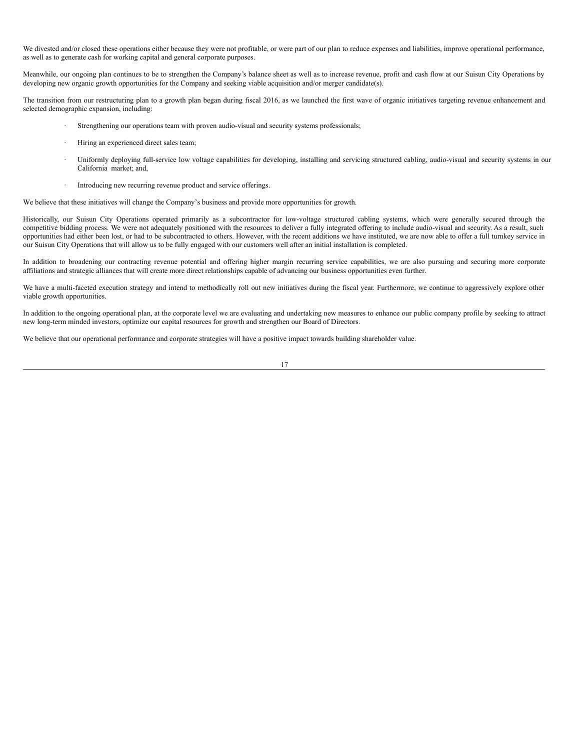We divested and/or closed these operations either because they were not profitable, or were part of our plan to reduce expenses and liabilities, improve operational performance, as well as to generate cash for working capital and general corporate purposes.

Meanwhile, our ongoing plan continues to be to strengthen the Company's balance sheet as well as to increase revenue, profit and cash flow at our Suisun City Operations by developing new organic growth opportunities for the Company and seeking viable acquisition and/or merger candidate(s).

The transition from our restructuring plan to a growth plan began during fiscal 2016, as we launched the first wave of organic initiatives targeting revenue enhancement and selected demographic expansion, including:

- Strengthening our operations team with proven audio-visual and security systems professionals;
- Hiring an experienced direct sales team;
- Uniformly deploying full-service low voltage capabilities for developing, installing and servicing structured cabling, audio-visual and security systems in our California market; and,
- Introducing new recurring revenue product and service offerings.

We believe that these initiatives will change the Company's business and provide more opportunities for growth.

Historically, our Suisun City Operations operated primarily as a subcontractor for low-voltage structured cabling systems, which were generally secured through the competitive bidding process. We were not adequately positioned with the resources to deliver a fully integrated offering to include audio-visual and security. As a result, such opportunities had either been lost, or had to be subcontracted to others. However, with the recent additions we have instituted, we are now able to offer a full turnkey service in our Suisun City Operations that will allow us to be fully engaged with our customers well after an initial installation is completed.

In addition to broadening our contracting revenue potential and offering higher margin recurring service capabilities, we are also pursuing and securing more corporate affiliations and strategic alliances that will create more direct relationships capable of advancing our business opportunities even further.

We have a multi-faceted execution strategy and intend to methodically roll out new initiatives during the fiscal year. Furthermore, we continue to aggressively explore other viable growth opportunities.

In addition to the ongoing operational plan, at the corporate level we are evaluating and undertaking new measures to enhance our public company profile by seeking to attract new long-term minded investors, optimize our capital resources for growth and strengthen our Board of Directors.

We believe that our operational performance and corporate strategies will have a positive impact towards building shareholder value.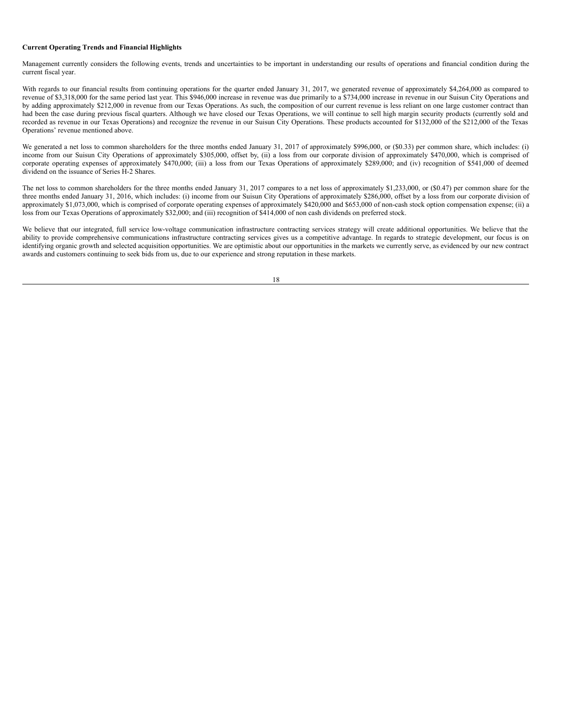**Current Operating Trends and Financial Highlights**

Management currently considers the following events, trends and uncertainties to be important in understanding our results of operations and financial condition during the current fiscal year.

With regards to our financial results from continuing operations for the quarter ended January 31, 2017, we generated revenue of approximately $4,264,000 as compared to revenue of $3,318,000 for the same period last year. This $946,000 increase in revenue was due primarily to a $734,000 increase in revenue in our Suisun City Operations and by adding approximately $212,000 in revenue from our Texas Operations. As such, the composition of our current revenue is less reliant on one large customer contract than had been the case during previous fiscal quarters. Although we have closed our Texas Operations, we will continue to sell high margin security products (currently sold and recorded as revenue in our Texas Operations) and recognize the revenue in our Suisun City Operations. These products accounted for $132,000 of the $212,000 of the Texas Operations' revenue mentioned above.

We generated a net loss to common shareholders for the three months ended January 31, 2017 of approximately $996,000, or ($0.33) per common share, which includes: (i) income from our Suisun City Operations of approximately $305,000, offset by, (ii) a loss from our corporate division of approximately $470,000, which is comprised of corporate operating expenses of approximately $470,000; (iii) a loss from our Texas Operations of approximately $289,000; and (iv) recognition of $541,000 of deemed dividend on the issuance of Series H-2 Shares.

The net loss to common shareholders for the three months ended January 31, 2017 compares to a net loss of approximately $1,233,000, or ($0.47) per common share for the three months ended January 31, 2016, which includes: (i) income from our Suisun City Operations of approximately $286,000, offset by a loss from our corporate division of approximately $1,073,000, which is comprised of corporate operating expenses of approximately $420,000 and $653,000 of non-cash stock option compensation expense; (ii) a loss from our Texas Operations of approximately $32,000; and (iii) recognition of $414,000 of non cash dividends on preferred stock.

We believe that our integrated, full service low-voltage communication infrastructure contracting services strategy will create additional opportunities. We believe that the ability to provide comprehensive communications infrastructure contracting services gives us a competitive advantage. In regards to strategic development, our focus is on identifying organic growth and selected acquisition opportunities. We are optimistic about our opportunities in the markets we currently serve, as evidenced by our new contract awards and customers continuing to seek bids from us, due to our experience and strong reputation in these markets.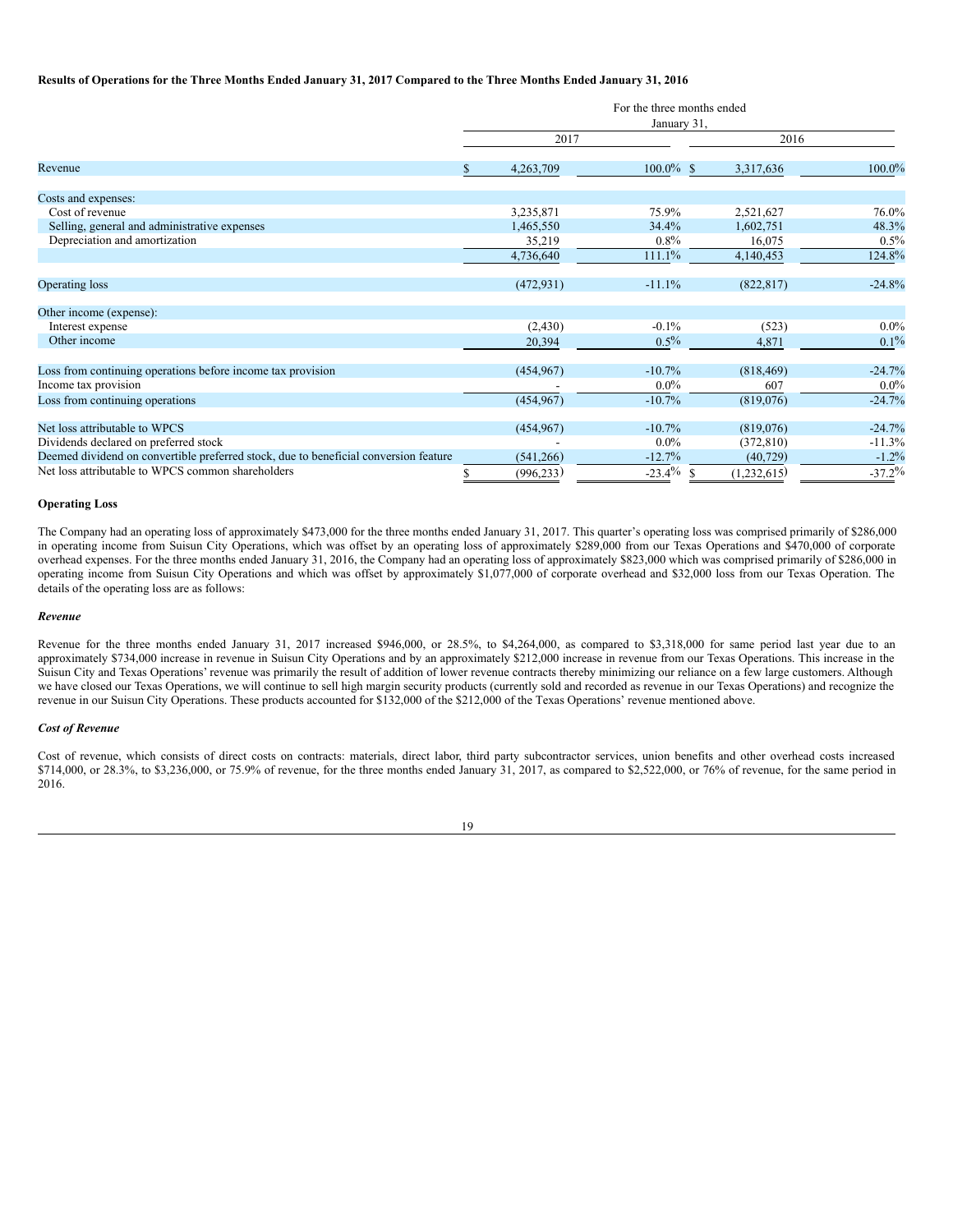**Results of Operations for the Three Months Ended January 31, 2017 Compared to the Three Months Ended January 31, 2016**

| | For the three months ended January 31, | | | |
|---|---|---|---|---|
| | 2017 | | 2016 | |
| Revenue | $ 4,263,709 | 100.0% | $ 3,317,636 | 100.0% |
| Costs and expenses: | | | | |
| Cost of revenue | 3,235,871 | 75.9% | 2,521,627 | 76.0% |
| Selling, general and administrative expenses | 1,465,550 | 34.4% | 1,602,751 | 48.3% |
| Depreciation and amortization | 35,219 | 0.8% | 16,075 | 0.5% |
| | 4,736,640 | 111.1% | 4,140,453 | 124.8% |
| Operating loss | (472,931) | -11.1% | (822,817) | -24.8% |
| Other income (expense): | | | | |
| Interest expense | (2,430) | -0.1% | (523) | 0.0% |
| Other income | 20,394 | 0.5% | 4,871 | 0.1% |
| Loss from continuing operations before income tax provision | (454,967) | -10.7% | (818,469) | -24.7% |
| Income tax provision | - | 0.0% | 607 | 0.0% |
| Loss from continuing operations | (454,967) | -10.7% | (819,076) | -24.7% |
| Net loss attributable to WPCS | (454,967) | -10.7% | (819,076) | -24.7% |
| Dividends declared on preferred stock | - | 0.0% | (372,810) | -11.3% |
| Deemed dividend on convertible preferred stock, due to beneficial conversion feature | (541,266) | -12.7% | (40,729) | -1.2% |
| Net loss attributable to WPCS common shareholders | $ (996,233) | -23.4% | $ (1,232,615) | -37.2% |

**Operating Loss**

The Company had an operating loss of approximately $473,000 for the three months ended January 31, 2017. This quarter's operating loss was comprised primarily of $286,000 in operating income from Suisun City Operations, which was offset by an operating loss of approximately $289,000 from our Texas Operations and $470,000 of corporate overhead expenses. For the three months ended January 31, 2016, the Company had an operating loss of approximately $823,000 which was comprised primarily of $286,000 in operating income from Suisun City Operations and which was offset by approximately $1,077,000 of corporate overhead and $32,000 loss from our Texas Operation. The details of the operating loss are as follows:

***Revenue***

Revenue for the three months ended January 31, 2017 increased $946,000, or 28.5%, to $4,264,000, as compared to $3,318,000 for same period last year due to an approximately $734,000 increase in revenue in Suisun City Operations and by an approximately $212,000 increase in revenue from our Texas Operations. This increase in the Suisun City and Texas Operations' revenue was primarily the result of addition of lower revenue contracts thereby minimizing our reliance on a few large customers. Although we have closed our Texas Operations, we will continue to sell high margin security products (currently sold and recorded as revenue in our Texas Operations) and recognize the revenue in our Suisun City Operations. These products accounted for $132,000 of the $212,000 of the Texas Operations' revenue mentioned above.

***Cost of Revenue***

Cost of revenue, which consists of direct costs on contracts: materials, direct labor, third party subcontractor services, union benefits and other overhead costs increased $714,000, or 28.3%, to $3,236,000, or 75.9% of revenue, for the three months ended January 31, 2017, as compared to $2,522,000, or 76% of revenue, for the same period in 2016.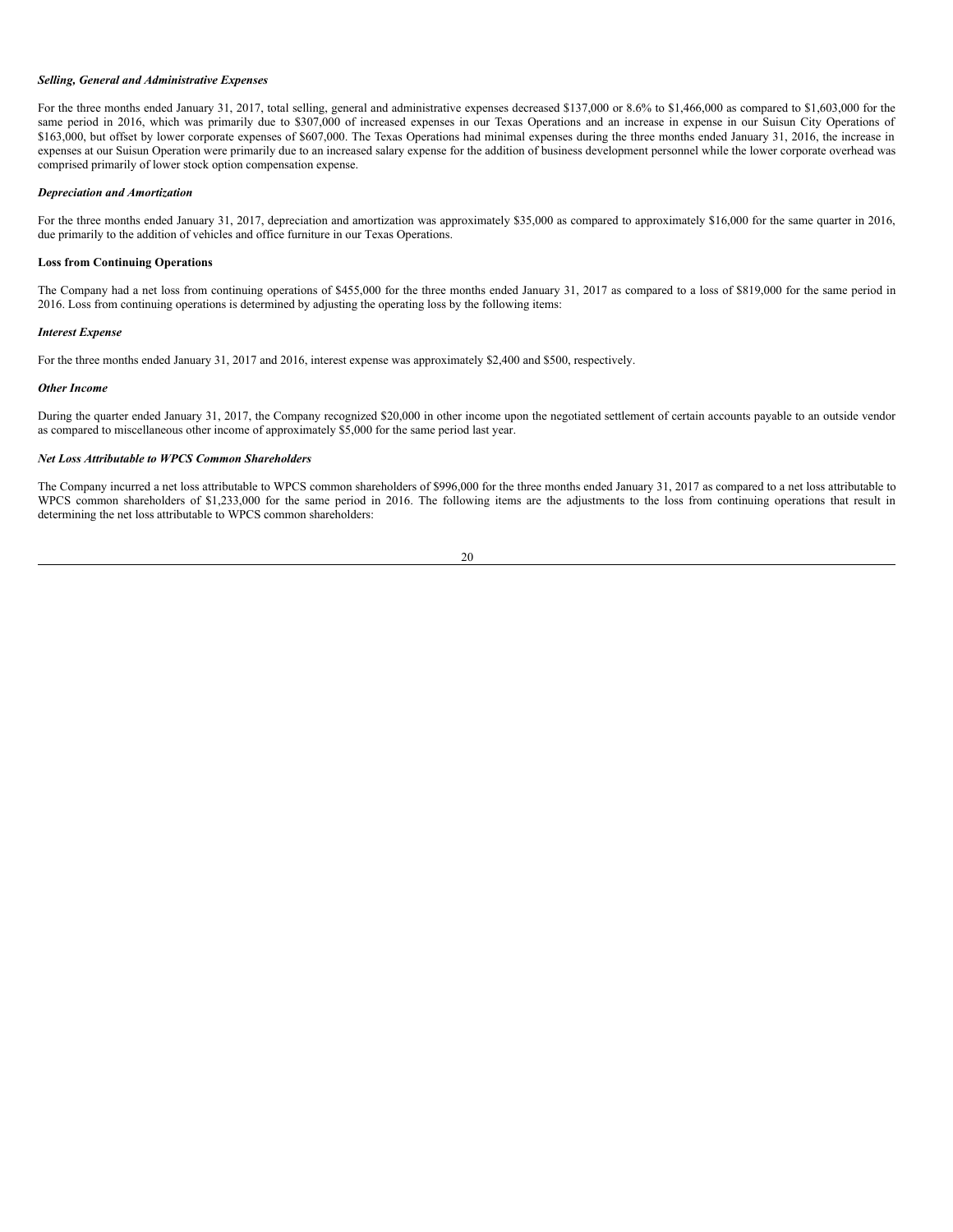***Selling, General and Administrative Expenses***

For the three months ended January 31, 2017, total selling, general and administrative expenses decreased $137,000 or 8.6% to $1,466,000 as compared to $1,603,000 for the same period in 2016, which was primarily due to $307,000 of increased expenses in our Texas Operations and an increase in expense in our Suisun City Operations of $163,000, but offset by lower corporate expenses of $607,000. The Texas Operations had minimal expenses during the three months ended January 31, 2016, the increase in expenses at our Suisun Operation were primarily due to an increased salary expense for the addition of business development personnel while the lower corporate overhead was comprised primarily of lower stock option compensation expense.

***Depreciation and Amortization***

For the three months ended January 31, 2017, depreciation and amortization was approximately $35,000 as compared to approximately $16,000 for the same quarter in 2016, due primarily to the addition of vehicles and office furniture in our Texas Operations.

**Loss from Continuing Operations**

The Company had a net loss from continuing operations of $455,000 for the three months ended January 31, 2017 as compared to a loss of $819,000 for the same period in 2016. Loss from continuing operations is determined by adjusting the operating loss by the following items:

***Interest Expense***

For the three months ended January 31, 2017 and 2016, interest expense was approximately $2,400 and $500, respectively.

***Other Income***

During the quarter ended January 31, 2017, the Company recognized $20,000 in other income upon the negotiated settlement of certain accounts payable to an outside vendor as compared to miscellaneous other income of approximately $5,000 for the same period last year.

***Net Loss Attributable to WPCS Common Shareholders***

The Company incurred a net loss attributable to WPCS common shareholders of $996,000 for the three months ended January 31, 2017 as compared to a net loss attributable to WPCS common shareholders of $1,233,000 for the same period in 2016. The following items are the adjustments to the loss from continuing operations that result in determining the net loss attributable to WPCS common shareholders: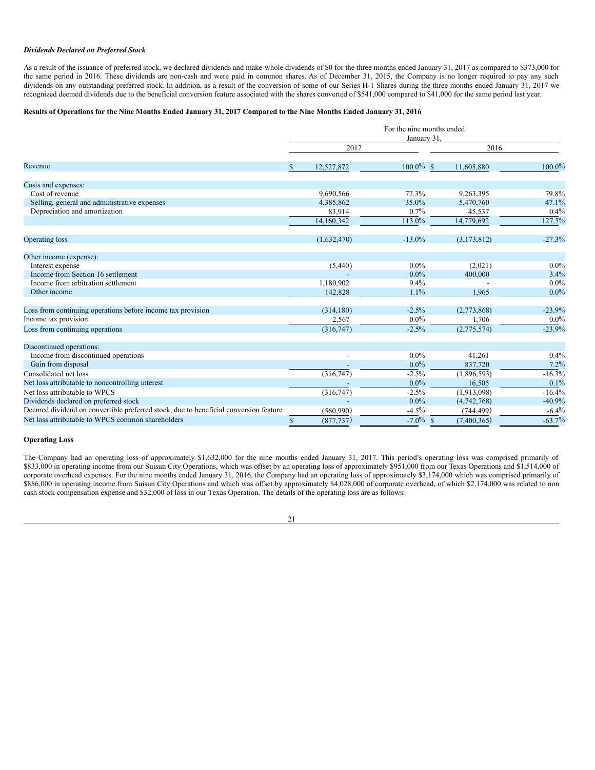***Dividends Declared on Preferred Stock***

As a result of the issuance of preferred stock, we declared dividends and make-whole dividends of $0 for the three months ended January 31, 2017 as compared to $373,000 for the same period in 2016. These dividends are non-cash and were paid in common shares. As of December 31, 2015, the Company is no longer required to pay any such dividends on any outstanding preferred stock. In addition, as a result of the conversion of some of our Series H-1 Shares during the three months ended January 31, 2017 we recognized deemed dividends due to the beneficial conversion feature associated with the shares converted of $541,000 compared to $41,000 for the same period last year.

**Results of Operations for the Nine Months Ended January 31, 2017 Compared to the Nine Months Ended January 31, 2016**

| | For the nine months ended January 31, | | | |
|---|---|---|---|---|
| | 2017 | | 2016 | |
| Revenue | $ 12,527,872 | 100.0% | $ 11,605,880 | 100.0% |
| Costs and expenses: | | | | |
| Cost of revenue | 9,690,566 | 77.3% | 9,263,395 | 79.8% |
| Selling, general and administrative expenses | 4,385,862 | 35.0% | 5,470,760 | 47.1% |
| Depreciation and amortization | 83,914 | 0.7% | 45,537 | 0.4% |
| | 14,160,342 | 113.0% | 14,779,692 | 127.3% |
| Operating loss | (1,632,470) | -13.0% | (3,173,812) | -27.3% |
| Other income (expense): | | | | |
| Interest expense | (5,440) | 0.0% | (2,021) | 0.0% |
| Income from Section 16 settlement | - | 0.0% | 400,000 | 3.4% |
| Income from arbitration settlement | 1,180,902 | 9.4% | - | 0.0% |
| Other income | 142,828 | 1.1% | 1,965 | 0.0% |
| Loss from continuing operations before income tax provision | (314,180) | -2.5% | (2,773,868) | -23.9% |
| Income tax provision | 2,567 | 0.0% | 1,706 | 0.0% |
| Loss from continuing operations | (316,747) | -2.5% | (2,775,574) | -23.9% |
| Discontinued operations: | | | | |
| Income from discontinued operations | - | 0.0% | 41,261 | 0.4% |
| Gain from disposal | - | 0.0% | 837,720 | 7.2% |
| Consolidated net loss | (316,747) | -2.5% | (1,896,593) | -16.3% |
| Net loss attributable to noncontrolling interest | - | 0.0% | 16,505 | 0.1% |
| Net loss attributable to WPCS | (316,747) | -2.5% | (1,913,098) | -16.4% |
| Dividends declared on preferred stock | - | 0.0% | (4,742,768) | -40.9% |
| Deemed dividend on convertible preferred stock, due to beneficial conversion feature | (560,990) | -4.5% | (744,499) | -6.4% |
| Net loss attributable to WPCS common shareholders | $ (877,737) | -7.0% | $ (7,400,365) | -63.7% |

**Operating Loss**

The Company had an operating loss of approximately $1,632,000 for the nine months ended January 31, 2017. This period's operating loss was comprised primarily of $833,000 in operating income from our Suisun City Operations, which was offset by an operating loss of approximately $951,000 from our Texas Operations and $1,514,000 of corporate overhead expenses. For the nine months ended January 31, 2016, the Company had an operating loss of approximately $3,174,000 which was comprised primarily of $886,000 in operating income from Suisun City Operations and which was offset by approximately $4,028,000 of corporate overhead, of which $2,174,000 was related to non cash stock compensation expense and $32,000 of loss in our Texas Operation. The details of the operating loss are as follows: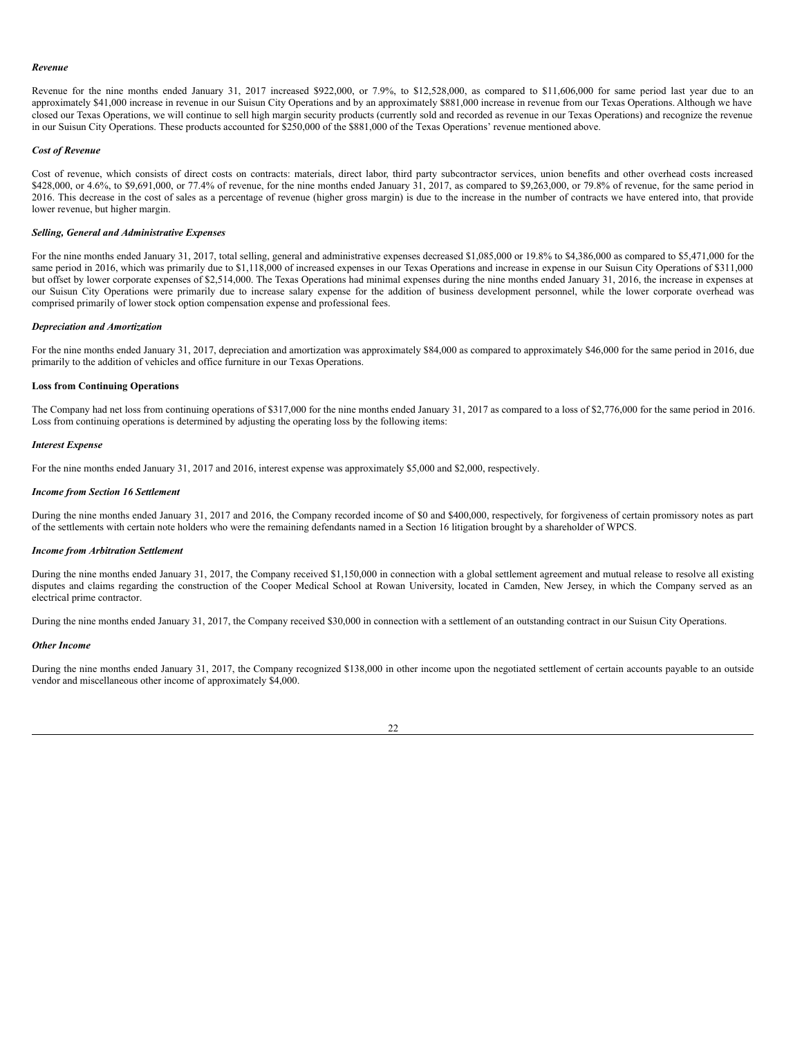*Revenue*

Revenue for the nine months ended January 31, 2017 increased $922,000, or 7.9%, to $12,528,000, as compared to $11,606,000 for same period last year due to an approximately $41,000 increase in revenue in our Suisun City Operations and by an approximately $881,000 increase in revenue from our Texas Operations. Although we have closed our Texas Operations, we will continue to sell high margin security products (currently sold and recorded as revenue in our Texas Operations) and recognize the revenue in our Suisun City Operations. These products accounted for $250,000 of the $881,000 of the Texas Operations' revenue mentioned above.

*Cost of Revenue*

Cost of revenue, which consists of direct costs on contracts: materials, direct labor, third party subcontractor services, union benefits and other overhead costs increased $428,000, or 4.6%, to $9,691,000, or 77.4% of revenue, for the nine months ended January 31, 2017, as compared to $9,263,000, or 79.8% of revenue, for the same period in 2016. This decrease in the cost of sales as a percentage of revenue (higher gross margin) is due to the increase in the number of contracts we have entered into, that provide lower revenue, but higher margin.

***Selling, General and Administrative Expenses***

For the nine months ended January 31, 2017, total selling, general and administrative expenses decreased $1,085,000 or 19.8% to $4,386,000 as compared to $5,471,000 for the same period in 2016, which was primarily due to $1,118,000 of increased expenses in our Texas Operations and increase in expense in our Suisun City Operations of $311,000 but offset by lower corporate expenses of $2,514,000. The Texas Operations had minimal expenses during the nine months ended January 31, 2016, the increase in expenses at our Suisun City Operations were primarily due to increase salary expense for the addition of business development personnel, while the lower corporate overhead was comprised primarily of lower stock option compensation expense and professional fees.

*Depreciation and Amortization*

For the nine months ended January 31, 2017, depreciation and amortization was approximately $84,000 as compared to approximately $46,000 for the same period in 2016, due primarily to the addition of vehicles and office furniture in our Texas Operations.

**Loss from Continuing Operations**

The Company had net loss from continuing operations of $317,000 for the nine months ended January 31, 2017 as compared to a loss of $2,776,000 for the same period in 2016. Loss from continuing operations is determined by adjusting the operating loss by the following items:

*Interest Expense*

For the nine months ended January 31, 2017 and 2016, interest expense was approximately $5,000 and $2,000, respectively.

*Income from Section 16 Settlement*

During the nine months ended January 31, 2017 and 2016, the Company recorded income of $0 and $400,000, respectively, for forgiveness of certain promissory notes as part of the settlements with certain note holders who were the remaining defendants named in a Section 16 litigation brought by a shareholder of WPCS.

*Income from Arbitration Settlement*

During the nine months ended January 31, 2017, the Company received $1,150,000 in connection with a global settlement agreement and mutual release to resolve all existing disputes and claims regarding the construction of the Cooper Medical School at Rowan University, located in Camden, New Jersey, in which the Company served as an electrical prime contractor.

During the nine months ended January 31, 2017, the Company received $30,000 in connection with a settlement of an outstanding contract in our Suisun City Operations.

*Other Income*

During the nine months ended January 31, 2017, the Company recognized $138,000 in other income upon the negotiated settlement of certain accounts payable to an outside vendor and miscellaneous other income of approximately $4,000.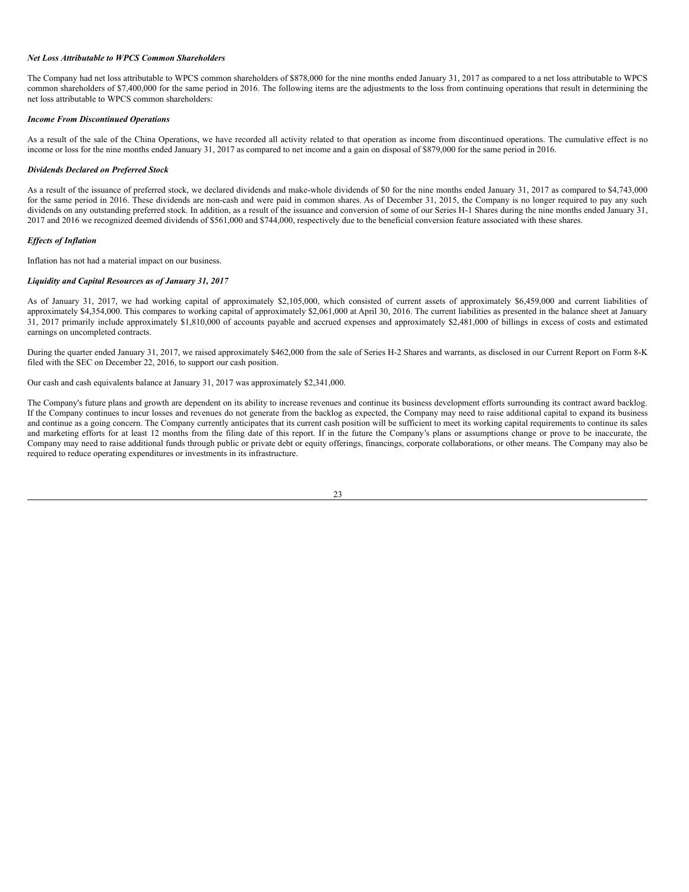*Net Loss Attributable to WPCS Common Shareholders*

The Company had net loss attributable to WPCS common shareholders of $878,000 for the nine months ended January 31, 2017 as compared to a net loss attributable to WPCS common shareholders of $7,400,000 for the same period in 2016. The following items are the adjustments to the loss from continuing operations that result in determining the net loss attributable to WPCS common shareholders:

*Income From Discontinued Operations*

As a result of the sale of the China Operations, we have recorded all activity related to that operation as income from discontinued operations. The cumulative effect is no income or loss for the nine months ended January 31, 2017 as compared to net income and a gain on disposal of $879,000 for the same period in 2016.

*Dividends Declared on Preferred Stock*

As a result of the issuance of preferred stock, we declared dividends and make-whole dividends of $0 for the nine months ended January 31, 2017 as compared to $4,743,000 for the same period in 2016. These dividends are non-cash and were paid in common shares. As of December 31, 2015, the Company is no longer required to pay any such dividends on any outstanding preferred stock. In addition, as a result of the issuance and conversion of some of our Series H-1 Shares during the nine months ended January 31, 2017 and 2016 we recognized deemed dividends of $561,000 and $744,000, respectively due to the beneficial conversion feature associated with these shares.

*Effects of Inflation*

Inflation has not had a material impact on our business.

*Liquidity and Capital Resources as of January 31, 2017*

As of January 31, 2017, we had working capital of approximately $2,105,000, which consisted of current assets of approximately $6,459,000 and current liabilities of approximately $4,354,000. This compares to working capital of approximately $2,061,000 at April 30, 2016. The current liabilities as presented in the balance sheet at January 31, 2017 primarily include approximately $1,810,000 of accounts payable and accrued expenses and approximately $2,481,000 of billings in excess of costs and estimated earnings on uncompleted contracts.

During the quarter ended January 31, 2017, we raised approximately $462,000 from the sale of Series H-2 Shares and warrants, as disclosed in our Current Report on Form 8-K filed with the SEC on December 22, 2016, to support our cash position.

Our cash and cash equivalents balance at January 31, 2017 was approximately $2,341,000.

The Company's future plans and growth are dependent on its ability to increase revenues and continue its business development efforts surrounding its contract award backlog. If the Company continues to incur losses and revenues do not generate from the backlog as expected, the Company may need to raise additional capital to expand its business and continue as a going concern. The Company currently anticipates that its current cash position will be sufficient to meet its working capital requirements to continue its sales and marketing efforts for at least 12 months from the filing date of this report. If in the future the Company's plans or assumptions change or prove to be inaccurate, the Company may need to raise additional funds through public or private debt or equity offerings, financings, corporate collaborations, or other means. The Company may also be required to reduce operating expenditures or investments in its infrastructure.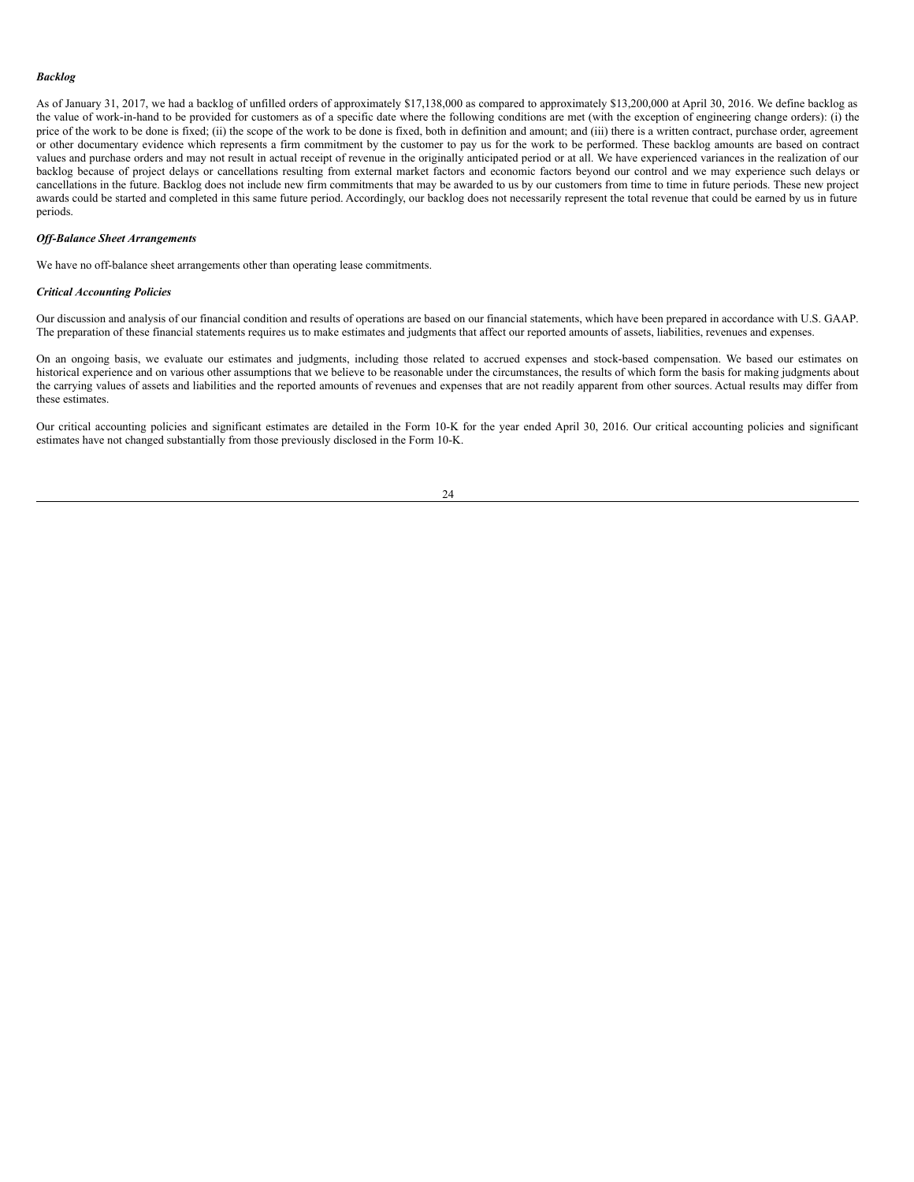***Backlog***

As of January 31, 2017, we had a backlog of unfilled orders of approximately $17,138,000 as compared to approximately $13,200,000 at April 30, 2016. We define backlog as the value of work-in-hand to be provided for customers as of a specific date where the following conditions are met (with the exception of engineering change orders): (i) the price of the work to be done is fixed; (ii) the scope of the work to be done is fixed, both in definition and amount; and (iii) there is a written contract, purchase order, agreement or other documentary evidence which represents a firm commitment by the customer to pay us for the work to be performed. These backlog amounts are based on contract values and purchase orders and may not result in actual receipt of revenue in the originally anticipated period or at all. We have experienced variances in the realization of our backlog because of project delays or cancellations resulting from external market factors and economic factors beyond our control and we may experience such delays or cancellations in the future. Backlog does not include new firm commitments that may be awarded to us by our customers from time to time in future periods. These new project awards could be started and completed in this same future period. Accordingly, our backlog does not necessarily represent the total revenue that could be earned by us in future periods.

***Off-Balance Sheet Arrangements***

We have no off-balance sheet arrangements other than operating lease commitments.

***Critical Accounting Policies***

Our discussion and analysis of our financial condition and results of operations are based on our financial statements, which have been prepared in accordance with U.S. GAAP. The preparation of these financial statements requires us to make estimates and judgments that affect our reported amounts of assets, liabilities, revenues and expenses.

On an ongoing basis, we evaluate our estimates and judgments, including those related to accrued expenses and stock-based compensation. We based our estimates on historical experience and on various other assumptions that we believe to be reasonable under the circumstances, the results of which form the basis for making judgments about the carrying values of assets and liabilities and the reported amounts of revenues and expenses that are not readily apparent from other sources. Actual results may differ from these estimates.

Our critical accounting policies and significant estimates are detailed in the Form 10-K for the year ended April 30, 2016. Our critical accounting policies and significant estimates have not changed substantially from those previously disclosed in the Form 10-K.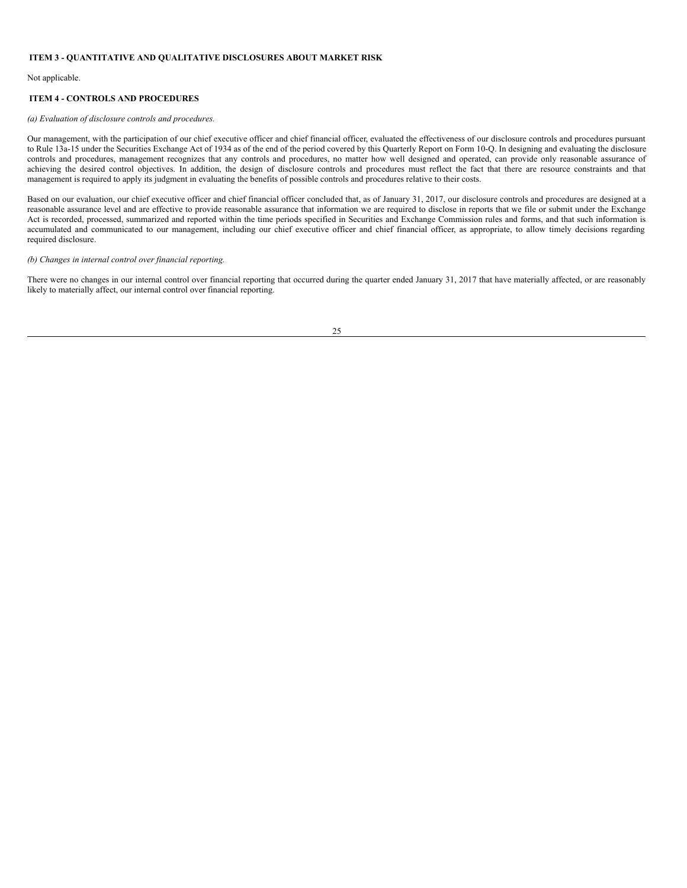## ITEM 3 - QUANTITATIVE AND QUALITATIVE DISCLOSURES ABOUT MARKET RISK

Not applicable.

## ITEM 4 - CONTROLS AND PROCEDURES

*(a) Evaluation of disclosure controls and procedures.*

Our management, with the participation of our chief executive officer and chief financial officer, evaluated the effectiveness of our disclosure controls and procedures pursuant to Rule 13a-15 under the Securities Exchange Act of 1934 as of the end of the period covered by this Quarterly Report on Form 10-Q. In designing and evaluating the disclosure controls and procedures, management recognizes that any controls and procedures, no matter how well designed and operated, can provide only reasonable assurance of achieving the desired control objectives. In addition, the design of disclosure controls and procedures must reflect the fact that there are resource constraints and that management is required to apply its judgment in evaluating the benefits of possible controls and procedures relative to their costs.

Based on our evaluation, our chief executive officer and chief financial officer concluded that, as of January 31, 2017, our disclosure controls and procedures are designed at a reasonable assurance level and are effective to provide reasonable assurance that information we are required to disclose in reports that we file or submit under the Exchange Act is recorded, processed, summarized and reported within the time periods specified in Securities and Exchange Commission rules and forms, and that such information is accumulated and communicated to our management, including our chief executive officer and chief financial officer, as appropriate, to allow timely decisions regarding required disclosure.

*(b) Changes in internal control over financial reporting.*

There were no changes in our internal control over financial reporting that occurred during the quarter ended January 31, 2017 that have materially affected, or are reasonably likely to materially affect, our internal control over financial reporting.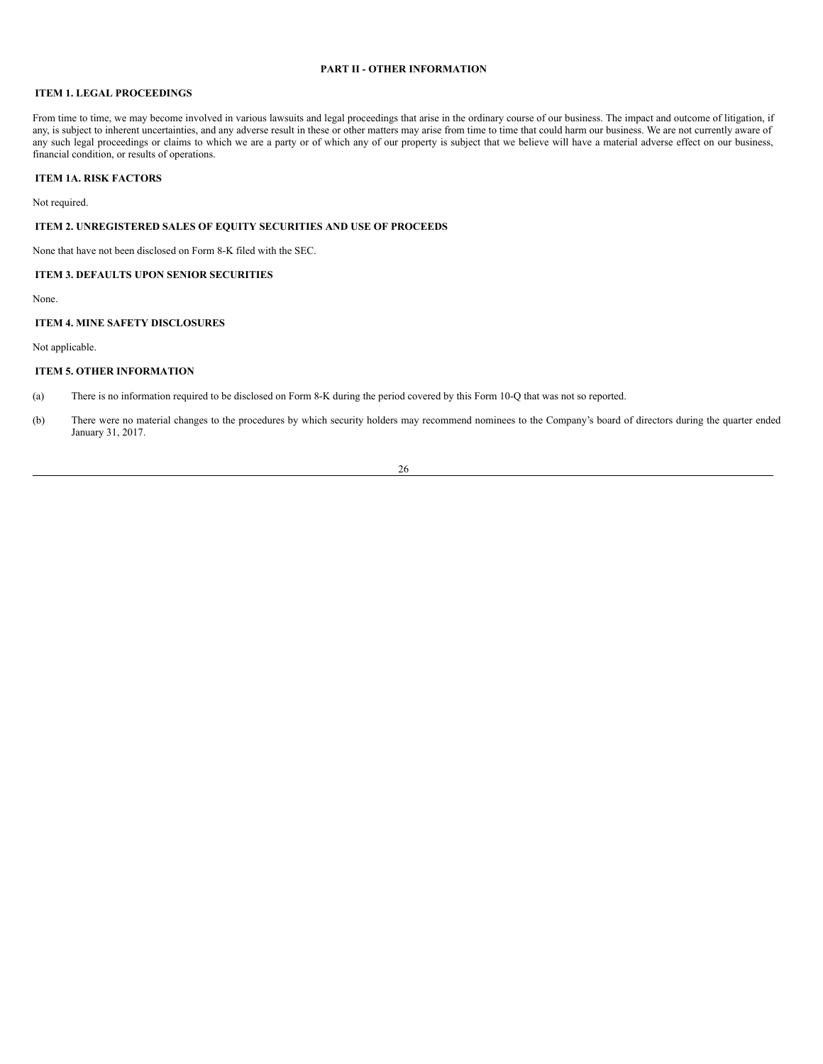# PART II - OTHER INFORMATION

## ITEM 1. LEGAL PROCEEDINGS

From time to time, we may become involved in various lawsuits and legal proceedings that arise in the ordinary course of our business. The impact and outcome of litigation, if any, is subject to inherent uncertainties, and any adverse result in these or other matters may arise from time to time that could harm our business. We are not currently aware of any such legal proceedings or claims to which we are a party or of which any of our property is subject that we believe will have a material adverse effect on our business, financial condition, or results of operations.

## ITEM 1A. RISK FACTORS

Not required.

## ITEM 2. UNREGISTERED SALES OF EQUITY SECURITIES AND USE OF PROCEEDS

None that have not been disclosed on Form 8-K filed with the SEC.

## ITEM 3. DEFAULTS UPON SENIOR SECURITIES

None.

## ITEM 4. MINE SAFETY DISCLOSURES

Not applicable.

## ITEM 5. OTHER INFORMATION

(a) There is no information required to be disclosed on Form 8-K during the period covered by this Form 10-Q that was not so reported.

(b) There were no material changes to the procedures by which security holders may recommend nominees to the Company's board of directors during the quarter ended January 31, 2017.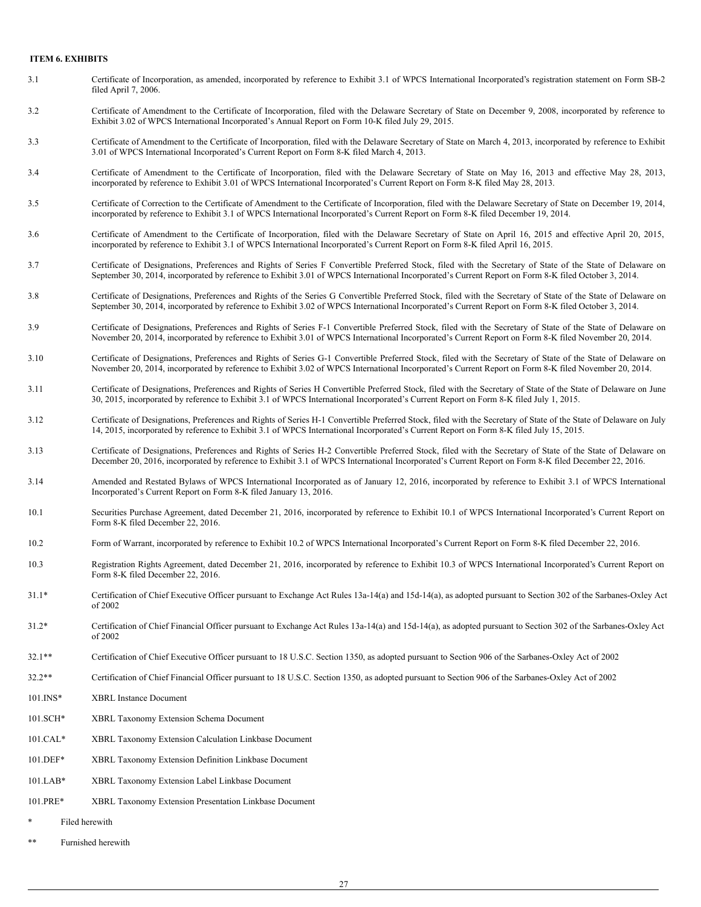**ITEM 6. EXHIBITS**

| | |
|---|---|
| 3.1 | Certificate of Incorporation, as amended, incorporated by reference to Exhibit 3.1 of WPCS International Incorporated's registration statement on Form SB-2 filed April 7, 2006. |
| 3.2 | Certificate of Amendment to the Certificate of Incorporation, filed with the Delaware Secretary of State on December 9, 2008, incorporated by reference to Exhibit 3.02 of WPCS International Incorporated's Annual Report on Form 10-K filed July 29, 2015. |
| 3.3 | Certificate of Amendment to the Certificate of Incorporation, filed with the Delaware Secretary of State on March 4, 2013, incorporated by reference to Exhibit 3.01 of WPCS International Incorporated's Current Report on Form 8-K filed March 4, 2013. |
| 3.4 | Certificate of Amendment to the Certificate of Incorporation, filed with the Delaware Secretary of State on May 16, 2013 and effective May 28, 2013, incorporated by reference to Exhibit 3.01 of WPCS International Incorporated's Current Report on Form 8-K filed May 28, 2013. |
| 3.5 | Certificate of Correction to the Certificate of Amendment to the Certificate of Incorporation, filed with the Delaware Secretary of State on December 19, 2014, incorporated by reference to Exhibit 3.1 of WPCS International Incorporated's Current Report on Form 8-K filed December 19, 2014. |
| 3.6 | Certificate of Amendment to the Certificate of Incorporation, filed with the Delaware Secretary of State on April 16, 2015 and effective April 20, 2015, incorporated by reference to Exhibit 3.1 of WPCS International Incorporated's Current Report on Form 8-K filed April 16, 2015. |
| 3.7 | Certificate of Designations, Preferences and Rights of Series F Convertible Preferred Stock, filed with the Secretary of State of the State of Delaware on September 30, 2014, incorporated by reference to Exhibit 3.01 of WPCS International Incorporated's Current Report on Form 8-K filed October 3, 2014. |
| 3.8 | Certificate of Designations, Preferences and Rights of the Series G Convertible Preferred Stock, filed with the Secretary of State of the State of Delaware on September 30, 2014, incorporated by reference to Exhibit 3.02 of WPCS International Incorporated's Current Report on Form 8-K filed October 3, 2014. |
| 3.9 | Certificate of Designations, Preferences and Rights of Series F-1 Convertible Preferred Stock, filed with the Secretary of State of the State of Delaware on November 20, 2014, incorporated by reference to Exhibit 3.01 of WPCS International Incorporated's Current Report on Form 8-K filed November 20, 2014. |
| 3.10 | Certificate of Designations, Preferences and Rights of Series G-1 Convertible Preferred Stock, filed with the Secretary of State of the State of Delaware on November 20, 2014, incorporated by reference to Exhibit 3.02 of WPCS International Incorporated's Current Report on Form 8-K filed November 20, 2014. |
| 3.11 | Certificate of Designations, Preferences and Rights of Series H Convertible Preferred Stock, filed with the Secretary of State of the State of Delaware on June 30, 2015, incorporated by reference to Exhibit 3.1 of WPCS International Incorporated's Current Report on Form 8-K filed July 1, 2015. |
| 3.12 | Certificate of Designations, Preferences and Rights of Series H-1 Convertible Preferred Stock, filed with the Secretary of State of the State of Delaware on July 14, 2015, incorporated by reference to Exhibit 3.1 of WPCS International Incorporated's Current Report on Form 8-K filed July 15, 2015. |
| 3.13 | Certificate of Designations, Preferences and Rights of Series H-2 Convertible Preferred Stock, filed with the Secretary of State of the State of Delaware on December 20, 2016, incorporated by reference to Exhibit 3.1 of WPCS International Incorporated's Current Report on Form 8-K filed December 22, 2016. |
| 3.14 | Amended and Restated Bylaws of WPCS International Incorporated as of January 12, 2016, incorporated by reference to Exhibit 3.1 of WPCS International Incorporated's Current Report on Form 8-K filed January 13, 2016. |
| 10.1 | Securities Purchase Agreement, dated December 21, 2016, incorporated by reference to Exhibit 10.1 of WPCS International Incorporated's Current Report on Form 8-K filed December 22, 2016. |
| 10.2 | Form of Warrant, incorporated by reference to Exhibit 10.2 of WPCS International Incorporated's Current Report on Form 8-K filed December 22, 2016. |
| 10.3 | Registration Rights Agreement, dated December 21, 2016, incorporated by reference to Exhibit 10.3 of WPCS International Incorporated's Current Report on Form 8-K filed December 22, 2016. |
| 31.1* | Certification of Chief Executive Officer pursuant to Exchange Act Rules 13a-14(a) and 15d-14(a), as adopted pursuant to Section 302 of the Sarbanes-Oxley Act of 2002 |
| 31.2* | Certification of Chief Financial Officer pursuant to Exchange Act Rules 13a-14(a) and 15d-14(a), as adopted pursuant to Section 302 of the Sarbanes-Oxley Act of 2002 |
| 32.1** | Certification of Chief Executive Officer pursuant to 18 U.S.C. Section 1350, as adopted pursuant to Section 906 of the Sarbanes-Oxley Act of 2002 |
| 32.2** | Certification of Chief Financial Officer pursuant to 18 U.S.C. Section 1350, as adopted pursuant to Section 906 of the Sarbanes-Oxley Act of 2002 |
| 101.INS* | XBRL Instance Document |
| 101.SCH* | XBRL Taxonomy Extension Schema Document |
| 101.CAL* | XBRL Taxonomy Extension Calculation Linkbase Document |
| 101.DEF* | XBRL Taxonomy Extension Definition Linkbase Document |
| 101.LAB* | XBRL Taxonomy Extension Label Linkbase Document |
| 101.PRE* | XBRL Taxonomy Extension Presentation Linkbase Document |

\* Filed herewith

\*\* Furnished herewith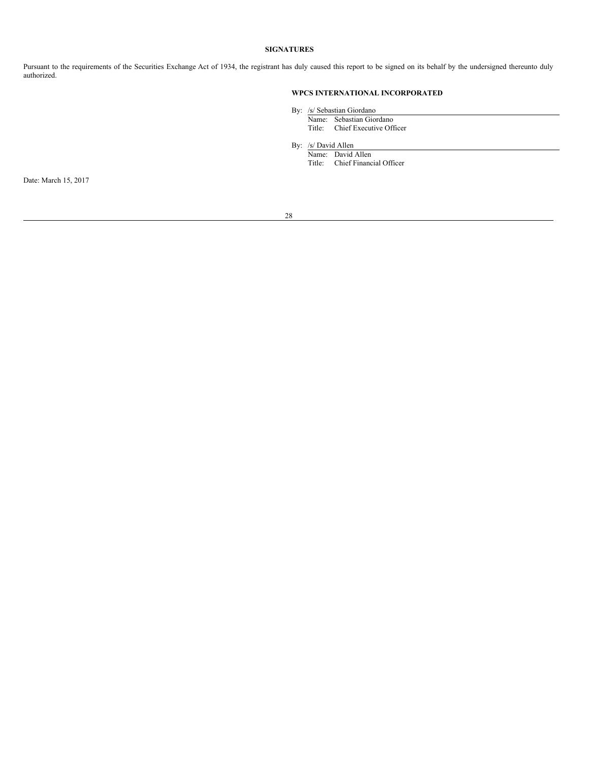**SIGNATURES**

Pursuant to the requirements of the Securities Exchange Act of 1934, the registrant has duly caused this report to be signed on its behalf by the undersigned thereunto duly authorized.

**WPCS INTERNATIONAL INCORPORATED**

By: /s/ Sebastian Giordano
Name: Sebastian Giordano
Title: Chief Executive Officer

By: /s/ David Allen
Name: David Allen
Title: Chief Financial Officer

Date: March 15, 2017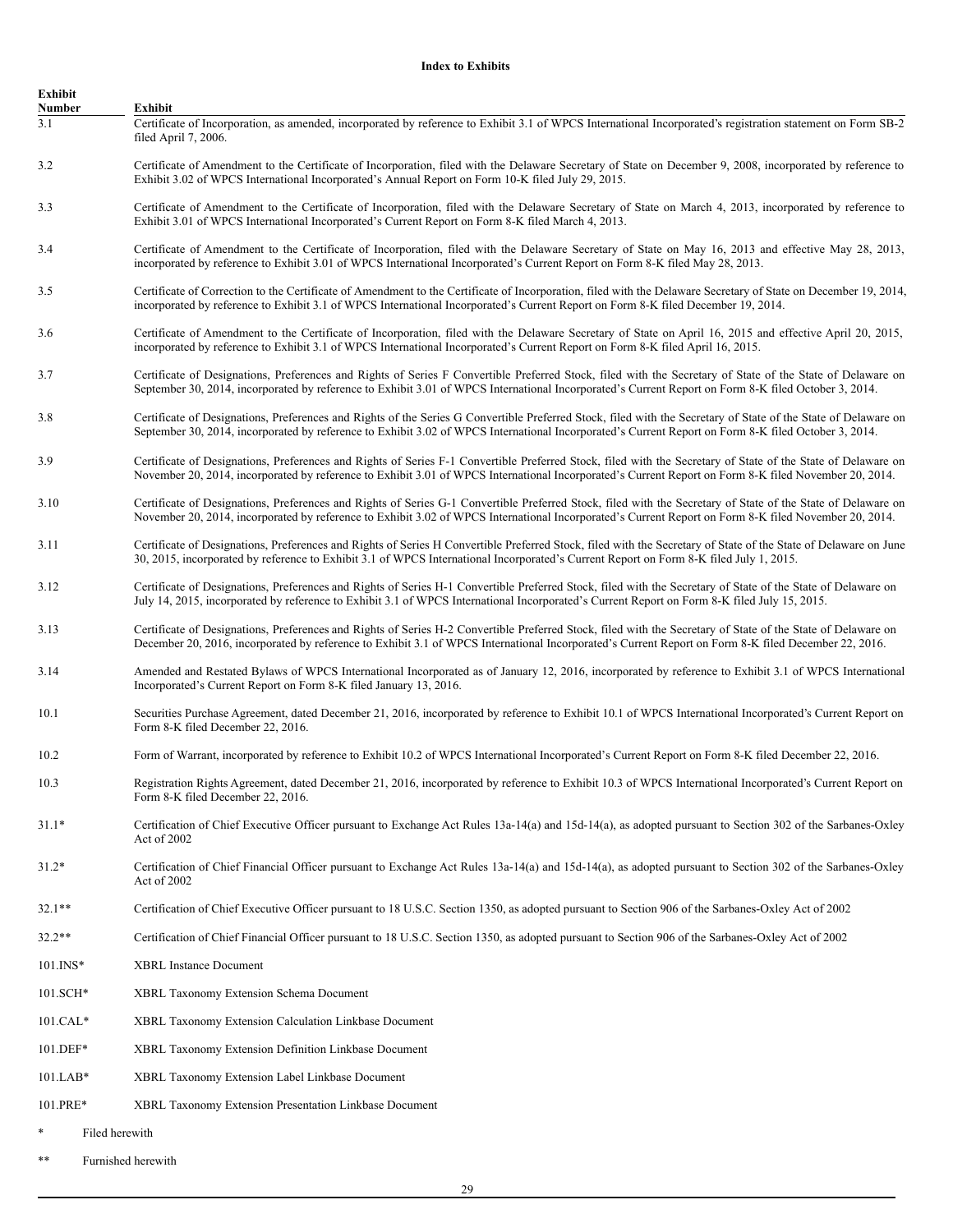**Index to Exhibits**

| Exhibit Number | Exhibit |
|---|---|
| 3.1 | Certificate of Incorporation, as amended, incorporated by reference to Exhibit 3.1 of WPCS International Incorporated's registration statement on Form SB-2 filed April 7, 2006. |
| 3.2 | Certificate of Amendment to the Certificate of Incorporation, filed with the Delaware Secretary of State on December 9, 2008, incorporated by reference to Exhibit 3.02 of WPCS International Incorporated's Annual Report on Form 10-K filed July 29, 2015. |
| 3.3 | Certificate of Amendment to the Certificate of Incorporation, filed with the Delaware Secretary of State on March 4, 2013, incorporated by reference to Exhibit 3.01 of WPCS International Incorporated's Current Report on Form 8-K filed March 4, 2013. |
| 3.4 | Certificate of Amendment to the Certificate of Incorporation, filed with the Delaware Secretary of State on May 16, 2013 and effective May 28, 2013, incorporated by reference to Exhibit 3.01 of WPCS International Incorporated's Current Report on Form 8-K filed May 28, 2013. |
| 3.5 | Certificate of Correction to the Certificate of Amendment to the Certificate of Incorporation, filed with the Delaware Secretary of State on December 19, 2014, incorporated by reference to Exhibit 3.1 of WPCS International Incorporated's Current Report on Form 8-K filed December 19, 2014. |
| 3.6 | Certificate of Amendment to the Certificate of Incorporation, filed with the Delaware Secretary of State on April 16, 2015 and effective April 20, 2015, incorporated by reference to Exhibit 3.1 of WPCS International Incorporated's Current Report on Form 8-K filed April 16, 2015. |
| 3.7 | Certificate of Designations, Preferences and Rights of Series F Convertible Preferred Stock, filed with the Secretary of State of the State of Delaware on September 30, 2014, incorporated by reference to Exhibit 3.01 of WPCS International Incorporated's Current Report on Form 8-K filed October 3, 2014. |
| 3.8 | Certificate of Designations, Preferences and Rights of the Series G Convertible Preferred Stock, filed with the Secretary of State of the State of Delaware on September 30, 2014, incorporated by reference to Exhibit 3.02 of WPCS International Incorporated's Current Report on Form 8-K filed October 3, 2014. |
| 3.9 | Certificate of Designations, Preferences and Rights of Series F-1 Convertible Preferred Stock, filed with the Secretary of State of the State of Delaware on November 20, 2014, incorporated by reference to Exhibit 3.01 of WPCS International Incorporated's Current Report on Form 8-K filed November 20, 2014. |
| 3.10 | Certificate of Designations, Preferences and Rights of Series G-1 Convertible Preferred Stock, filed with the Secretary of State of the State of Delaware on November 20, 2014, incorporated by reference to Exhibit 3.02 of WPCS International Incorporated's Current Report on Form 8-K filed November 20, 2014. |
| 3.11 | Certificate of Designations, Preferences and Rights of Series H Convertible Preferred Stock, filed with the Secretary of State of the State of Delaware on June 30, 2015, incorporated by reference to Exhibit 3.1 of WPCS International Incorporated's Current Report on Form 8-K filed July 1, 2015. |
| 3.12 | Certificate of Designations, Preferences and Rights of Series H-1 Convertible Preferred Stock, filed with the Secretary of State of the State of Delaware on July 14, 2015, incorporated by reference to Exhibit 3.1 of WPCS International Incorporated's Current Report on Form 8-K filed July 15, 2015. |
| 3.13 | Certificate of Designations, Preferences and Rights of Series H-2 Convertible Preferred Stock, filed with the Secretary of State of the State of Delaware on December 20, 2016, incorporated by reference to Exhibit 3.1 of WPCS International Incorporated's Current Report on Form 8-K filed December 22, 2016. |
| 3.14 | Amended and Restated Bylaws of WPCS International Incorporated as of January 12, 2016, incorporated by reference to Exhibit 3.1 of WPCS International Incorporated's Current Report on Form 8-K filed January 13, 2016. |
| 10.1 | Securities Purchase Agreement, dated December 21, 2016, incorporated by reference to Exhibit 10.1 of WPCS International Incorporated's Current Report on Form 8-K filed December 22, 2016. |
| 10.2 | Form of Warrant, incorporated by reference to Exhibit 10.2 of WPCS International Incorporated's Current Report on Form 8-K filed December 22, 2016. |
| 10.3 | Registration Rights Agreement, dated December 21, 2016, incorporated by reference to Exhibit 10.3 of WPCS International Incorporated's Current Report on Form 8-K filed December 22, 2016. |
| 31.1* | Certification of Chief Executive Officer pursuant to Exchange Act Rules 13a-14(a) and 15d-14(a), as adopted pursuant to Section 302 of the Sarbanes-Oxley Act of 2002 |
| 31.2* | Certification of Chief Financial Officer pursuant to Exchange Act Rules 13a-14(a) and 15d-14(a), as adopted pursuant to Section 302 of the Sarbanes-Oxley Act of 2002 |
| 32.1** | Certification of Chief Executive Officer pursuant to 18 U.S.C. Section 1350, as adopted pursuant to Section 906 of the Sarbanes-Oxley Act of 2002 |
| 32.2** | Certification of Chief Financial Officer pursuant to 18 U.S.C. Section 1350, as adopted pursuant to Section 906 of the Sarbanes-Oxley Act of 2002 |
| 101.INS* | XBRL Instance Document |
| 101.SCH* | XBRL Taxonomy Extension Schema Document |
| 101.CAL* | XBRL Taxonomy Extension Calculation Linkbase Document |
| 101.DEF* | XBRL Taxonomy Extension Definition Linkbase Document |
| 101.LAB* | XBRL Taxonomy Extension Label Linkbase Document |
| 101.PRE* | XBRL Taxonomy Extension Presentation Linkbase Document |

\* Filed herewith

\*\* Furnished herewith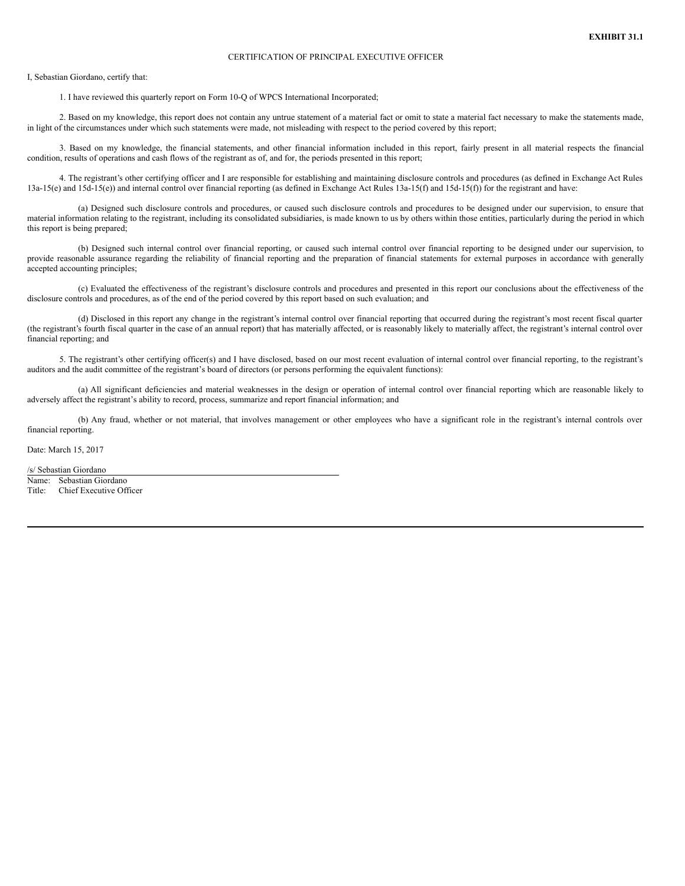**EXHIBIT 31.1**

CERTIFICATION OF PRINCIPAL EXECUTIVE OFFICER

I, Sebastian Giordano, certify that:

1. I have reviewed this quarterly report on Form 10-Q of WPCS International Incorporated;

2. Based on my knowledge, this report does not contain any untrue statement of a material fact or omit to state a material fact necessary to make the statements made, in light of the circumstances under which such statements were made, not misleading with respect to the period covered by this report;

3. Based on my knowledge, the financial statements, and other financial information included in this report, fairly present in all material respects the financial condition, results of operations and cash flows of the registrant as of, and for, the periods presented in this report;

4. The registrant's other certifying officer and I are responsible for establishing and maintaining disclosure controls and procedures (as defined in Exchange Act Rules 13a-15(e) and 15d-15(e)) and internal control over financial reporting (as defined in Exchange Act Rules 13a-15(f) and 15d-15(f)) for the registrant and have:

(a) Designed such disclosure controls and procedures, or caused such disclosure controls and procedures to be designed under our supervision, to ensure that material information relating to the registrant, including its consolidated subsidiaries, is made known to us by others within those entities, particularly during the period in which this report is being prepared;

(b) Designed such internal control over financial reporting, or caused such internal control over financial reporting to be designed under our supervision, to provide reasonable assurance regarding the reliability of financial reporting and the preparation of financial statements for external purposes in accordance with generally accepted accounting principles;

(c) Evaluated the effectiveness of the registrant's disclosure controls and procedures and presented in this report our conclusions about the effectiveness of the disclosure controls and procedures, as of the end of the period covered by this report based on such evaluation; and

(d) Disclosed in this report any change in the registrant's internal control over financial reporting that occurred during the registrant's most recent fiscal quarter (the registrant's fourth fiscal quarter in the case of an annual report) that has materially affected, or is reasonably likely to materially affect, the registrant's internal control over financial reporting; and

5. The registrant's other certifying officer(s) and I have disclosed, based on our most recent evaluation of internal control over financial reporting, to the registrant's auditors and the audit committee of the registrant's board of directors (or persons performing the equivalent functions):

(a) All significant deficiencies and material weaknesses in the design or operation of internal control over financial reporting which are reasonable likely to adversely affect the registrant's ability to record, process, summarize and report financial information; and

(b) Any fraud, whether or not material, that involves management or other employees who have a significant role in the registrant's internal controls over financial reporting.

Date: March 15, 2017

/s/ Sebastian Giordano

Name: Sebastian Giordano

Title: Chief Executive Officer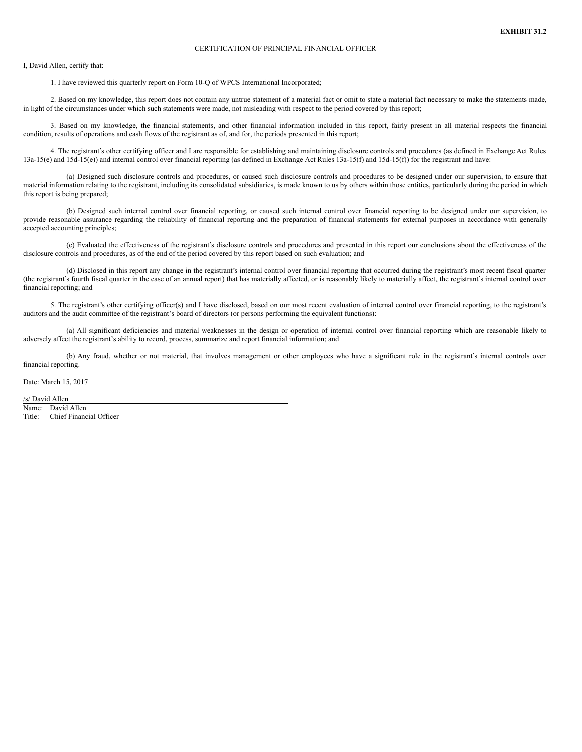**EXHIBIT 31.2**

CERTIFICATION OF PRINCIPAL FINANCIAL OFFICER

I, David Allen, certify that:

1. I have reviewed this quarterly report on Form 10-Q of WPCS International Incorporated;

2. Based on my knowledge, this report does not contain any untrue statement of a material fact or omit to state a material fact necessary to make the statements made, in light of the circumstances under which such statements were made, not misleading with respect to the period covered by this report;

3. Based on my knowledge, the financial statements, and other financial information included in this report, fairly present in all material respects the financial condition, results of operations and cash flows of the registrant as of, and for, the periods presented in this report;

4. The registrant's other certifying officer and I are responsible for establishing and maintaining disclosure controls and procedures (as defined in Exchange Act Rules 13a-15(e) and 15d-15(e)) and internal control over financial reporting (as defined in Exchange Act Rules 13a-15(f) and 15d-15(f)) for the registrant and have:

(a) Designed such disclosure controls and procedures, or caused such disclosure controls and procedures to be designed under our supervision, to ensure that material information relating to the registrant, including its consolidated subsidiaries, is made known to us by others within those entities, particularly during the period in which this report is being prepared;

(b) Designed such internal control over financial reporting, or caused such internal control over financial reporting to be designed under our supervision, to provide reasonable assurance regarding the reliability of financial reporting and the preparation of financial statements for external purposes in accordance with generally accepted accounting principles;

(c) Evaluated the effectiveness of the registrant's disclosure controls and procedures and presented in this report our conclusions about the effectiveness of the disclosure controls and procedures, as of the end of the period covered by this report based on such evaluation; and

(d) Disclosed in this report any change in the registrant's internal control over financial reporting that occurred during the registrant's most recent fiscal quarter (the registrant's fourth fiscal quarter in the case of an annual report) that has materially affected, or is reasonably likely to materially affect, the registrant's internal control over financial reporting; and

5. The registrant's other certifying officer(s) and I have disclosed, based on our most recent evaluation of internal control over financial reporting, to the registrant's auditors and the audit committee of the registrant's board of directors (or persons performing the equivalent functions):

(a) All significant deficiencies and material weaknesses in the design or operation of internal control over financial reporting which are reasonable likely to adversely affect the registrant's ability to record, process, summarize and report financial information; and

(b) Any fraud, whether or not material, that involves management or other employees who have a significant role in the registrant's internal controls over financial reporting.

Date: March 15, 2017

/s/ David Allen

Name: David Allen

Title: Chief Financial Officer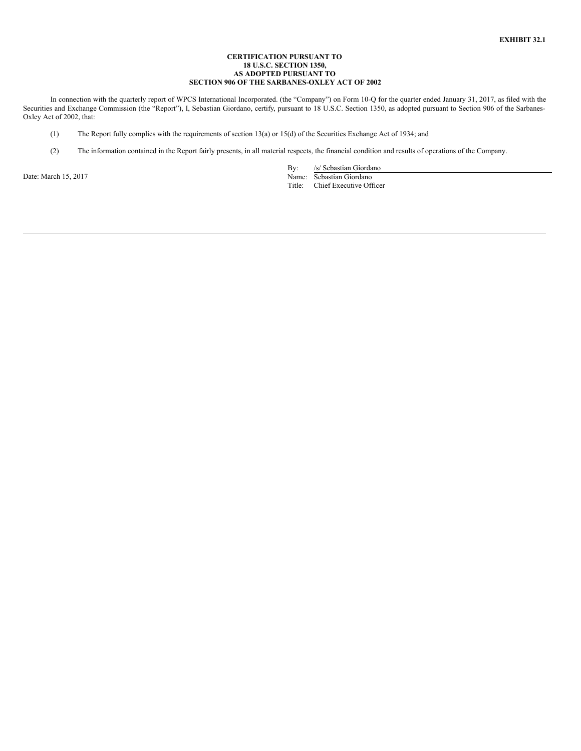**EXHIBIT 32.1**

**CERTIFICATION PURSUANT TO**
**18 U.S.C. SECTION 1350,**
**AS ADOPTED PURSUANT TO**
**SECTION 906 OF THE SARBANES-OXLEY ACT OF 2002**

In connection with the quarterly report of WPCS International Incorporated. (the "Company") on Form 10-Q for the quarter ended January 31, 2017, as filed with the Securities and Exchange Commission (the "Report"), I, Sebastian Giordano, certify, pursuant to 18 U.S.C. Section 1350, as adopted pursuant to Section 906 of the Sarbanes-Oxley Act of 2002, that:

(1) The Report fully complies with the requirements of section 13(a) or 15(d) of the Securities Exchange Act of 1934; and

(2) The information contained in the Report fairly presents, in all material respects, the financial condition and results of operations of the Company.

Date: March 15, 2017

By: /s/ Sebastian Giordano
Name: Sebastian Giordano
Title: Chief Executive Officer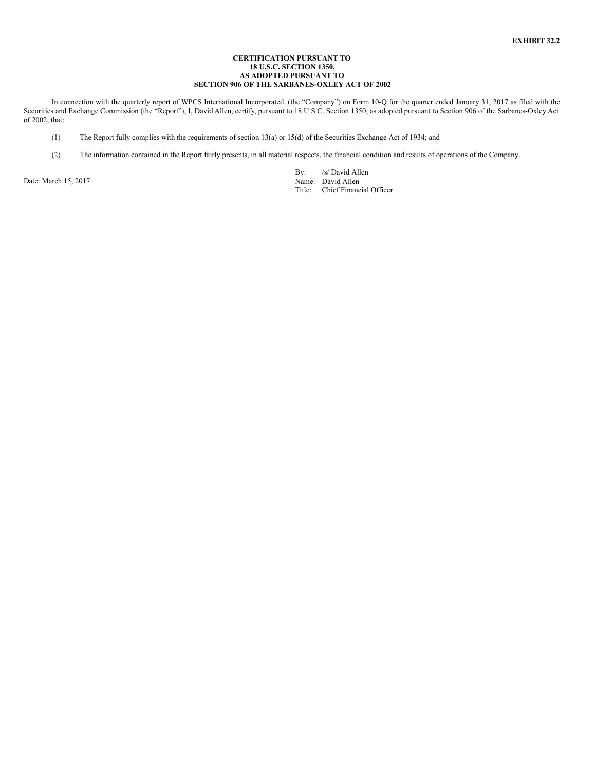**EXHIBIT 32.2**

**CERTIFICATION PURSUANT TO
18 U.S.C. SECTION 1350,
AS ADOPTED PURSUANT TO
SECTION 906 OF THE SARBANES-OXLEY ACT OF 2002**

In connection with the quarterly report of WPCS International Incorporated. (the "Company") on Form 10-Q for the quarter ended January 31, 2017 as filed with the Securities and Exchange Commission (the "Report"), I, David Allen, certify, pursuant to 18 U.S.C. Section 1350, as adopted pursuant to Section 906 of the Sarbanes-Oxley Act of 2002, that:

(1) The Report fully complies with the requirements of section 13(a) or 15(d) of the Securities Exchange Act of 1934; and

(2) The information contained in the Report fairly presents, in all material respects, the financial condition and results of operations of the Company.

Date: March 15, 2017

By: /s/ David Allen
Name: David Allen
Title: Chief Financial Officer